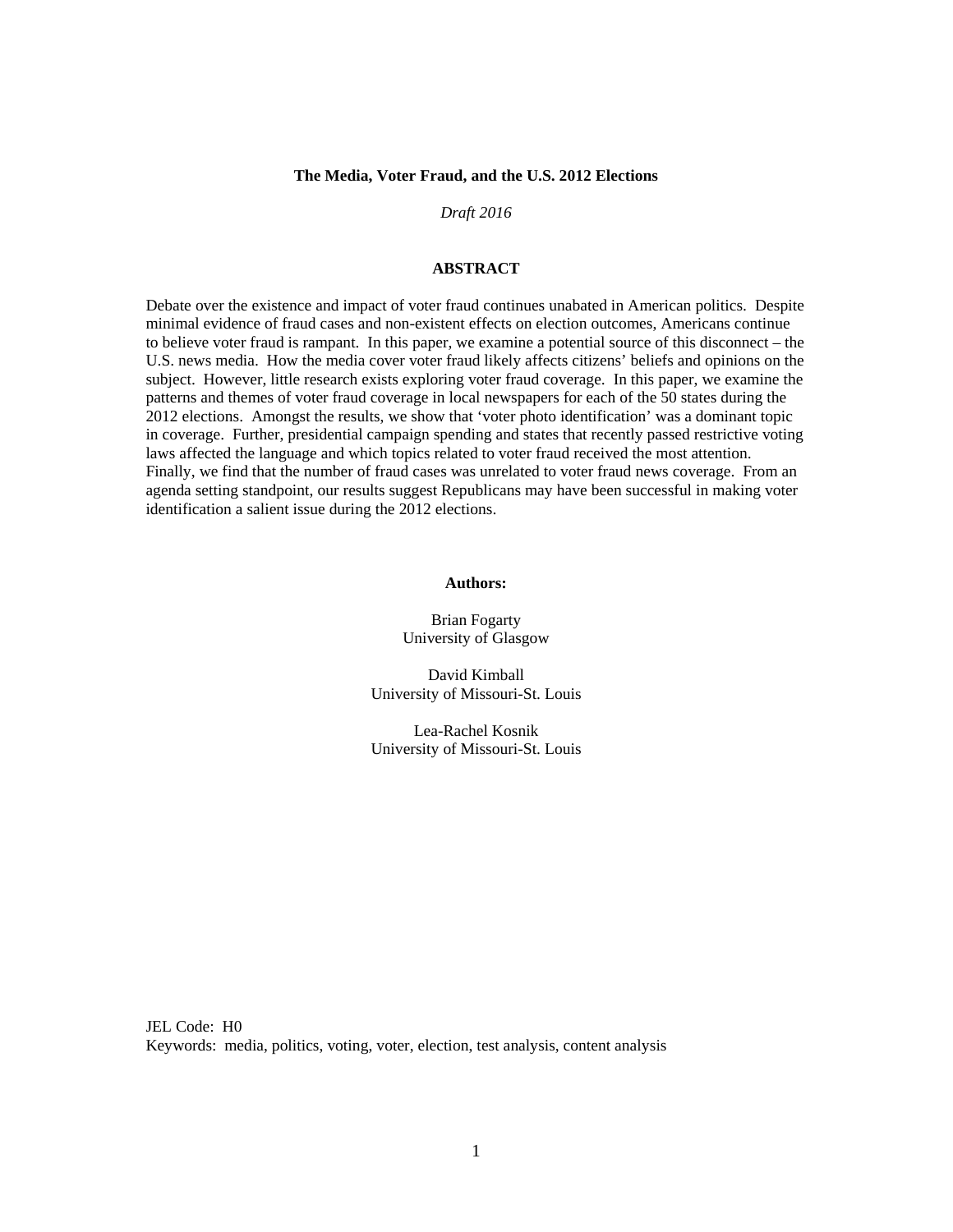**The Media, Voter Fraud, and the U.S. 2012 Elections**

*Draft 2016*

**ABSTRACT**

Debate over the existence and impact of voter fraud continues unabated in American politics. Despite minimal evidence of fraud cases and non-existent effects on election outcomes, Americans continue to believe voter fraud is rampant. In this paper, we examine a potential source of this disconnect – the U.S. news media. How the media cover voter fraud likely affects citizens' beliefs and opinions on the subject. However, little research exists exploring voter fraud coverage. In this paper, we examine the patterns and themes of voter fraud coverage in local newspapers for each of the 50 states during the 2012 elections. Amongst the results, we show that 'voter photo identification' was a dominant topic in coverage. Further, presidential campaign spending and states that recently passed restrictive voting laws affected the language and which topics related to voter fraud received the most attention. Finally, we find that the number of fraud cases was unrelated to voter fraud news coverage. From an agenda setting standpoint, our results suggest Republicans may have been successful in making voter identification a salient issue during the 2012 elections.

**Authors:**

Brian Fogarty
University of Glasgow

David Kimball
University of Missouri-St. Louis

Lea-Rachel Kosnik
University of Missouri-St. Louis

JEL Code: H0
Keywords: media, politics, voting, voter, election, test analysis, content analysis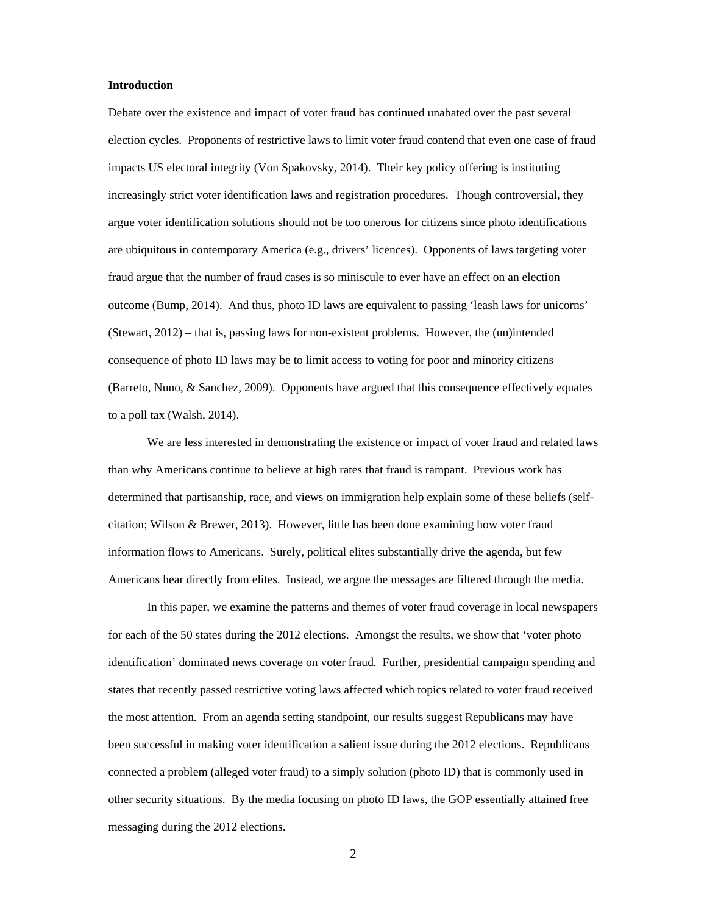**Introduction**

Debate over the existence and impact of voter fraud has continued unabated over the past several election cycles. Proponents of restrictive laws to limit voter fraud contend that even one case of fraud impacts US electoral integrity (Von Spakovsky, 2014). Their key policy offering is instituting increasingly strict voter identification laws and registration procedures. Though controversial, they argue voter identification solutions should not be too onerous for citizens since photo identifications are ubiquitous in contemporary America (e.g., drivers' licences). Opponents of laws targeting voter fraud argue that the number of fraud cases is so miniscule to ever have an effect on an election outcome (Bump, 2014). And thus, photo ID laws are equivalent to passing 'leash laws for unicorns' (Stewart, 2012) – that is, passing laws for non-existent problems. However, the (un)intended consequence of photo ID laws may be to limit access to voting for poor and minority citizens (Barreto, Nuno, & Sanchez, 2009). Opponents have argued that this consequence effectively equates to a poll tax (Walsh, 2014).

We are less interested in demonstrating the existence or impact of voter fraud and related laws than why Americans continue to believe at high rates that fraud is rampant. Previous work has determined that partisanship, race, and views on immigration help explain some of these beliefs (self-citation; Wilson & Brewer, 2013). However, little has been done examining how voter fraud information flows to Americans. Surely, political elites substantially drive the agenda, but few Americans hear directly from elites. Instead, we argue the messages are filtered through the media.

In this paper, we examine the patterns and themes of voter fraud coverage in local newspapers for each of the 50 states during the 2012 elections. Amongst the results, we show that 'voter photo identification' dominated news coverage on voter fraud. Further, presidential campaign spending and states that recently passed restrictive voting laws affected which topics related to voter fraud received the most attention. From an agenda setting standpoint, our results suggest Republicans may have been successful in making voter identification a salient issue during the 2012 elections. Republicans connected a problem (alleged voter fraud) to a simply solution (photo ID) that is commonly used in other security situations. By the media focusing on photo ID laws, the GOP essentially attained free messaging during the 2012 elections.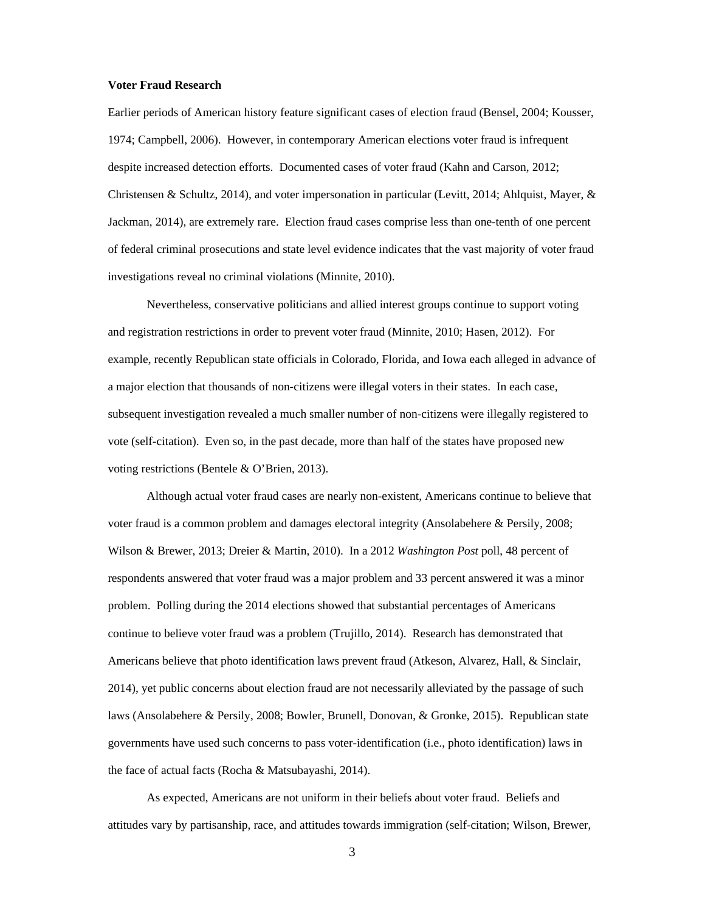**Voter Fraud Research**

Earlier periods of American history feature significant cases of election fraud (Bensel, 2004; Kousser, 1974; Campbell, 2006). However, in contemporary American elections voter fraud is infrequent despite increased detection efforts. Documented cases of voter fraud (Kahn and Carson, 2012; Christensen & Schultz, 2014), and voter impersonation in particular (Levitt, 2014; Ahlquist, Mayer, & Jackman, 2014), are extremely rare. Election fraud cases comprise less than one-tenth of one percent of federal criminal prosecutions and state level evidence indicates that the vast majority of voter fraud investigations reveal no criminal violations (Minnite, 2010).

Nevertheless, conservative politicians and allied interest groups continue to support voting and registration restrictions in order to prevent voter fraud (Minnite, 2010; Hasen, 2012). For example, recently Republican state officials in Colorado, Florida, and Iowa each alleged in advance of a major election that thousands of non-citizens were illegal voters in their states. In each case, subsequent investigation revealed a much smaller number of non-citizens were illegally registered to vote (self-citation). Even so, in the past decade, more than half of the states have proposed new voting restrictions (Bentele & O'Brien, 2013).

Although actual voter fraud cases are nearly non-existent, Americans continue to believe that voter fraud is a common problem and damages electoral integrity (Ansolabehere & Persily, 2008; Wilson & Brewer, 2013; Dreier & Martin, 2010). In a 2012 *Washington Post* poll, 48 percent of respondents answered that voter fraud was a major problem and 33 percent answered it was a minor problem. Polling during the 2014 elections showed that substantial percentages of Americans continue to believe voter fraud was a problem (Trujillo, 2014). Research has demonstrated that Americans believe that photo identification laws prevent fraud (Atkeson, Alvarez, Hall, & Sinclair, 2014), yet public concerns about election fraud are not necessarily alleviated by the passage of such laws (Ansolabehere & Persily, 2008; Bowler, Brunell, Donovan, & Gronke, 2015). Republican state governments have used such concerns to pass voter-identification (i.e., photo identification) laws in the face of actual facts (Rocha & Matsubayashi, 2014).

As expected, Americans are not uniform in their beliefs about voter fraud. Beliefs and attitudes vary by partisanship, race, and attitudes towards immigration (self-citation; Wilson, Brewer,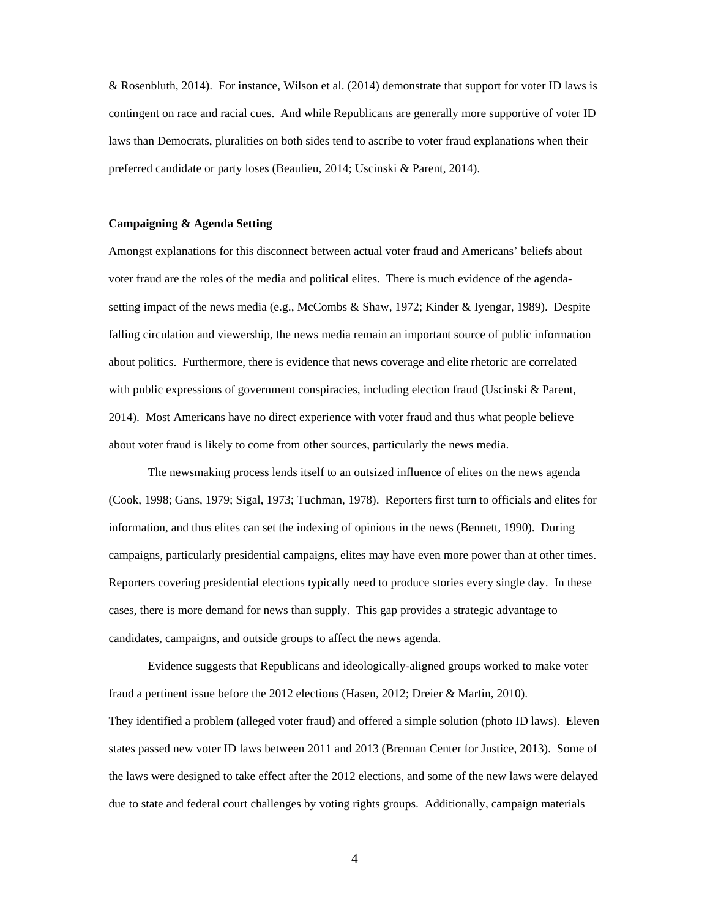& Rosenbluth, 2014). For instance, Wilson et al. (2014) demonstrate that support for voter ID laws is contingent on race and racial cues. And while Republicans are generally more supportive of voter ID laws than Democrats, pluralities on both sides tend to ascribe to voter fraud explanations when their preferred candidate or party loses (Beaulieu, 2014; Uscinski & Parent, 2014).

**Campaigning & Agenda Setting**

Amongst explanations for this disconnect between actual voter fraud and Americans' beliefs about voter fraud are the roles of the media and political elites. There is much evidence of the agenda-setting impact of the news media (e.g., McCombs & Shaw, 1972; Kinder & Iyengar, 1989). Despite falling circulation and viewership, the news media remain an important source of public information about politics. Furthermore, there is evidence that news coverage and elite rhetoric are correlated with public expressions of government conspiracies, including election fraud (Uscinski & Parent, 2014). Most Americans have no direct experience with voter fraud and thus what people believe about voter fraud is likely to come from other sources, particularly the news media.

The newsmaking process lends itself to an outsized influence of elites on the news agenda (Cook, 1998; Gans, 1979; Sigal, 1973; Tuchman, 1978). Reporters first turn to officials and elites for information, and thus elites can set the indexing of opinions in the news (Bennett, 1990). During campaigns, particularly presidential campaigns, elites may have even more power than at other times. Reporters covering presidential elections typically need to produce stories every single day. In these cases, there is more demand for news than supply. This gap provides a strategic advantage to candidates, campaigns, and outside groups to affect the news agenda.

Evidence suggests that Republicans and ideologically-aligned groups worked to make voter fraud a pertinent issue before the 2012 elections (Hasen, 2012; Dreier & Martin, 2010). They identified a problem (alleged voter fraud) and offered a simple solution (photo ID laws). Eleven states passed new voter ID laws between 2011 and 2013 (Brennan Center for Justice, 2013). Some of the laws were designed to take effect after the 2012 elections, and some of the new laws were delayed due to state and federal court challenges by voting rights groups. Additionally, campaign materials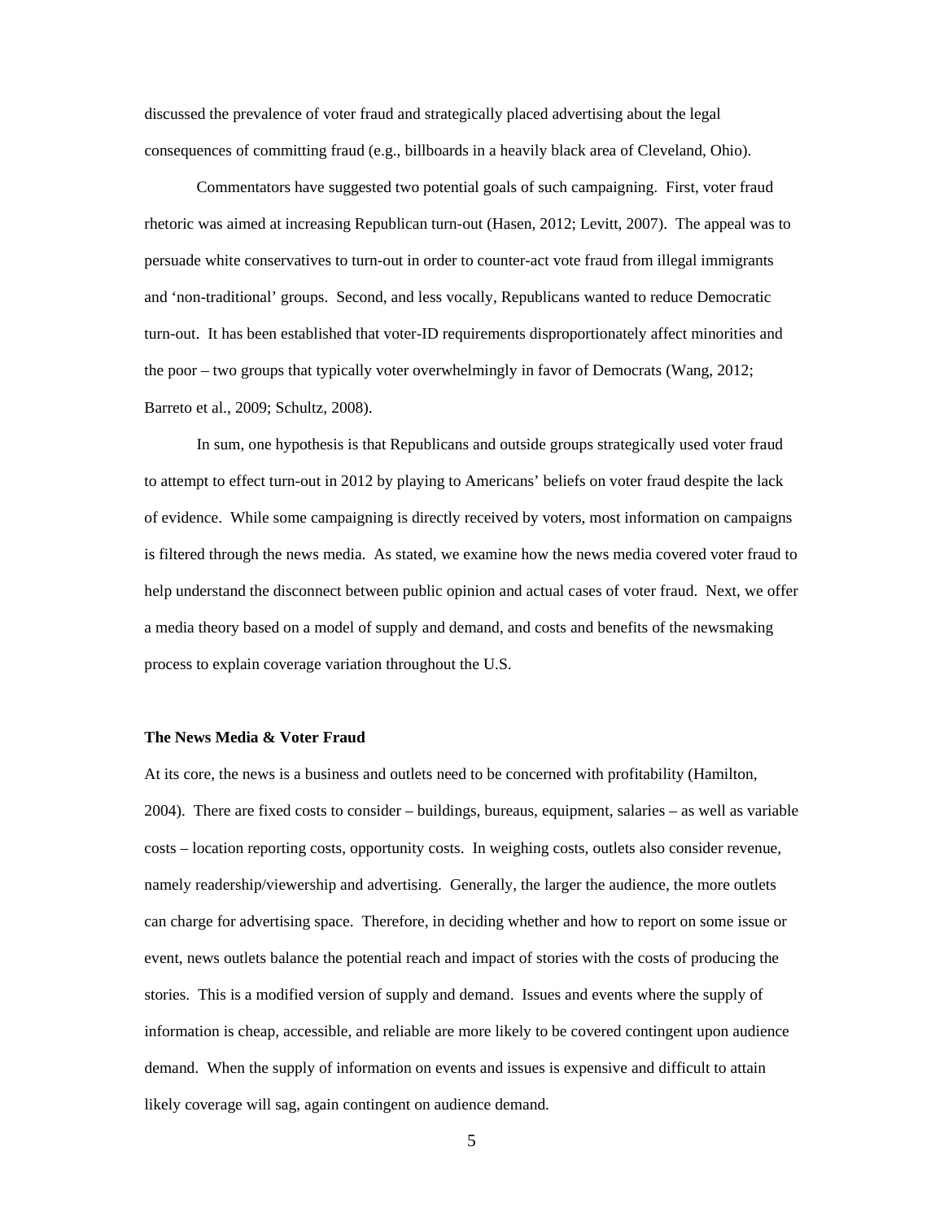discussed the prevalence of voter fraud and strategically placed advertising about the legal consequences of committing fraud (e.g., billboards in a heavily black area of Cleveland, Ohio).

Commentators have suggested two potential goals of such campaigning. First, voter fraud rhetoric was aimed at increasing Republican turn-out (Hasen, 2012; Levitt, 2007). The appeal was to persuade white conservatives to turn-out in order to counter-act vote fraud from illegal immigrants and 'non-traditional' groups. Second, and less vocally, Republicans wanted to reduce Democratic turn-out. It has been established that voter-ID requirements disproportionately affect minorities and the poor – two groups that typically voter overwhelmingly in favor of Democrats (Wang, 2012; Barreto et al., 2009; Schultz, 2008).

In sum, one hypothesis is that Republicans and outside groups strategically used voter fraud to attempt to effect turn-out in 2012 by playing to Americans' beliefs on voter fraud despite the lack of evidence. While some campaigning is directly received by voters, most information on campaigns is filtered through the news media. As stated, we examine how the news media covered voter fraud to help understand the disconnect between public opinion and actual cases of voter fraud. Next, we offer a media theory based on a model of supply and demand, and costs and benefits of the newsmaking process to explain coverage variation throughout the U.S.

**The News Media & Voter Fraud**

At its core, the news is a business and outlets need to be concerned with profitability (Hamilton, 2004). There are fixed costs to consider – buildings, bureaus, equipment, salaries – as well as variable costs – location reporting costs, opportunity costs. In weighing costs, outlets also consider revenue, namely readership/viewership and advertising. Generally, the larger the audience, the more outlets can charge for advertising space. Therefore, in deciding whether and how to report on some issue or event, news outlets balance the potential reach and impact of stories with the costs of producing the stories. This is a modified version of supply and demand. Issues and events where the supply of information is cheap, accessible, and reliable are more likely to be covered contingent upon audience demand. When the supply of information on events and issues is expensive and difficult to attain likely coverage will sag, again contingent on audience demand.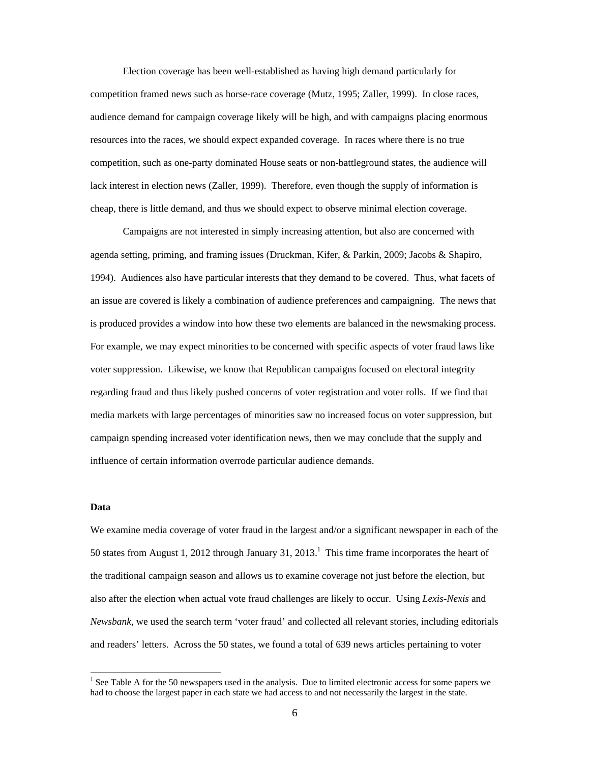Election coverage has been well-established as having high demand particularly for competition framed news such as horse-race coverage (Mutz, 1995; Zaller, 1999). In close races, audience demand for campaign coverage likely will be high, and with campaigns placing enormous resources into the races, we should expect expanded coverage. In races where there is no true competition, such as one-party dominated House seats or non-battleground states, the audience will lack interest in election news (Zaller, 1999). Therefore, even though the supply of information is cheap, there is little demand, and thus we should expect to observe minimal election coverage.

Campaigns are not interested in simply increasing attention, but also are concerned with agenda setting, priming, and framing issues (Druckman, Kifer, & Parkin, 2009; Jacobs & Shapiro, 1994). Audiences also have particular interests that they demand to be covered. Thus, what facets of an issue are covered is likely a combination of audience preferences and campaigning. The news that is produced provides a window into how these two elements are balanced in the newsmaking process. For example, we may expect minorities to be concerned with specific aspects of voter fraud laws like voter suppression. Likewise, we know that Republican campaigns focused on electoral integrity regarding fraud and thus likely pushed concerns of voter registration and voter rolls. If we find that media markets with large percentages of minorities saw no increased focus on voter suppression, but campaign spending increased voter identification news, then we may conclude that the supply and influence of certain information override particular audience demands.

**Data**

We examine media coverage of voter fraud in the largest and/or a significant newspaper in each of the 50 states from August 1, 2012 through January 31, 2013.[1] This time frame incorporates the heart of the traditional campaign season and allows us to examine coverage not just before the election, but also after the election when actual vote fraud challenges are likely to occur. Using *Lexis-Nexis* and *Newsbank*, we used the search term 'voter fraud' and collected all relevant stories, including editorials and readers' letters. Across the 50 states, we found a total of 639 news articles pertaining to voter

[1] See Table A for the 50 newspapers used in the analysis. Due to limited electronic access for some papers we had to choose the largest paper in each state we had access to and not necessarily the largest in the state.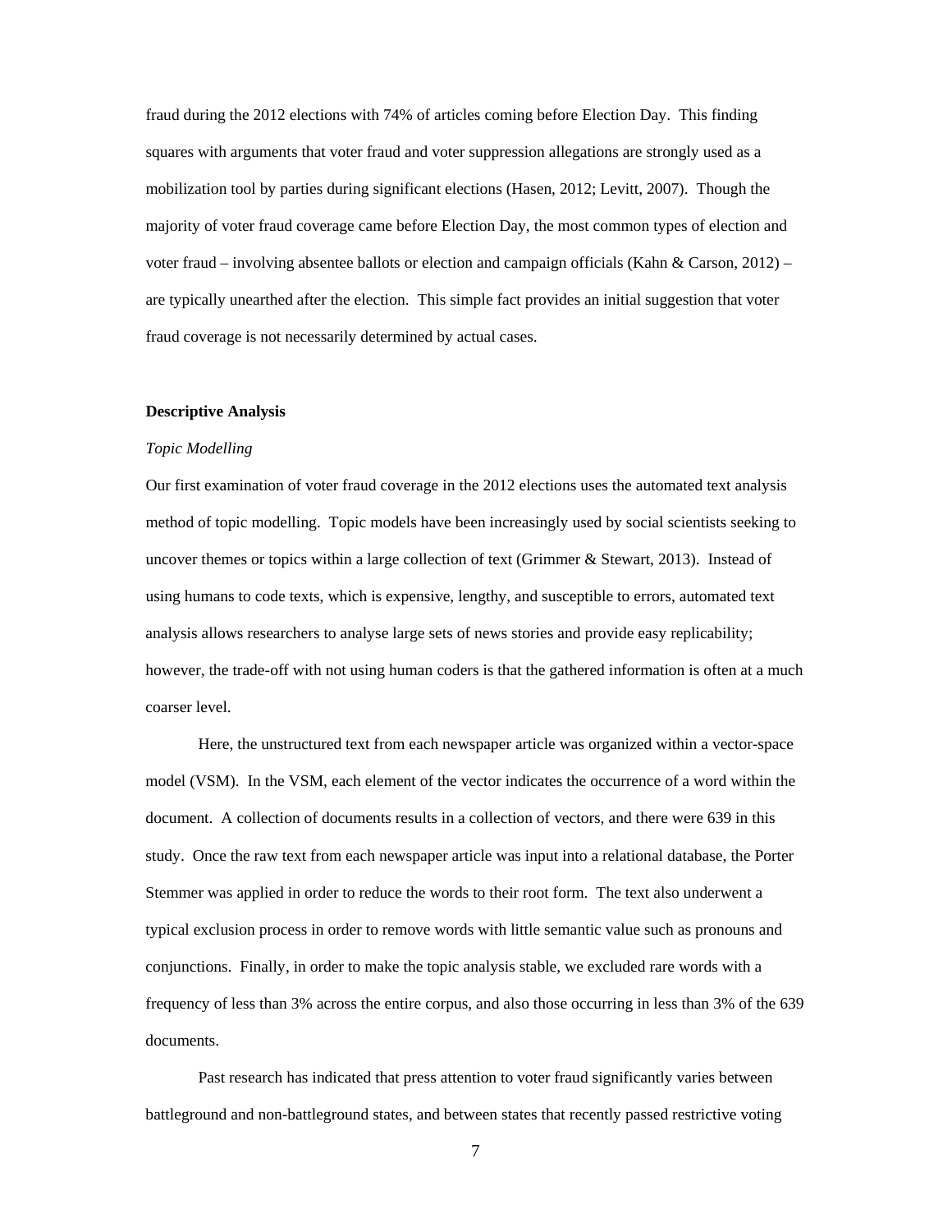fraud during the 2012 elections with 74% of articles coming before Election Day. This finding squares with arguments that voter fraud and voter suppression allegations are strongly used as a mobilization tool by parties during significant elections (Hasen, 2012; Levitt, 2007). Though the majority of voter fraud coverage came before Election Day, the most common types of election and voter fraud – involving absentee ballots or election and campaign officials (Kahn & Carson, 2012) – are typically unearthed after the election. This simple fact provides an initial suggestion that voter fraud coverage is not necessarily determined by actual cases.

## Descriptive Analysis

### *Topic Modelling*

Our first examination of voter fraud coverage in the 2012 elections uses the automated text analysis method of topic modelling. Topic models have been increasingly used by social scientists seeking to uncover themes or topics within a large collection of text (Grimmer & Stewart, 2013). Instead of using humans to code texts, which is expensive, lengthy, and susceptible to errors, automated text analysis allows researchers to analyse large sets of news stories and provide easy replicability; however, the trade-off with not using human coders is that the gathered information is often at a much coarser level.

Here, the unstructured text from each newspaper article was organized within a vector-space model (VSM). In the VSM, each element of the vector indicates the occurrence of a word within the document. A collection of documents results in a collection of vectors, and there were 639 in this study. Once the raw text from each newspaper article was input into a relational database, the Porter Stemmer was applied in order to reduce the words to their root form. The text also underwent a typical exclusion process in order to remove words with little semantic value such as pronouns and conjunctions. Finally, in order to make the topic analysis stable, we excluded rare words with a frequency of less than 3% across the entire corpus, and also those occurring in less than 3% of the 639 documents.

Past research has indicated that press attention to voter fraud significantly varies between battleground and non-battleground states, and between states that recently passed restrictive voting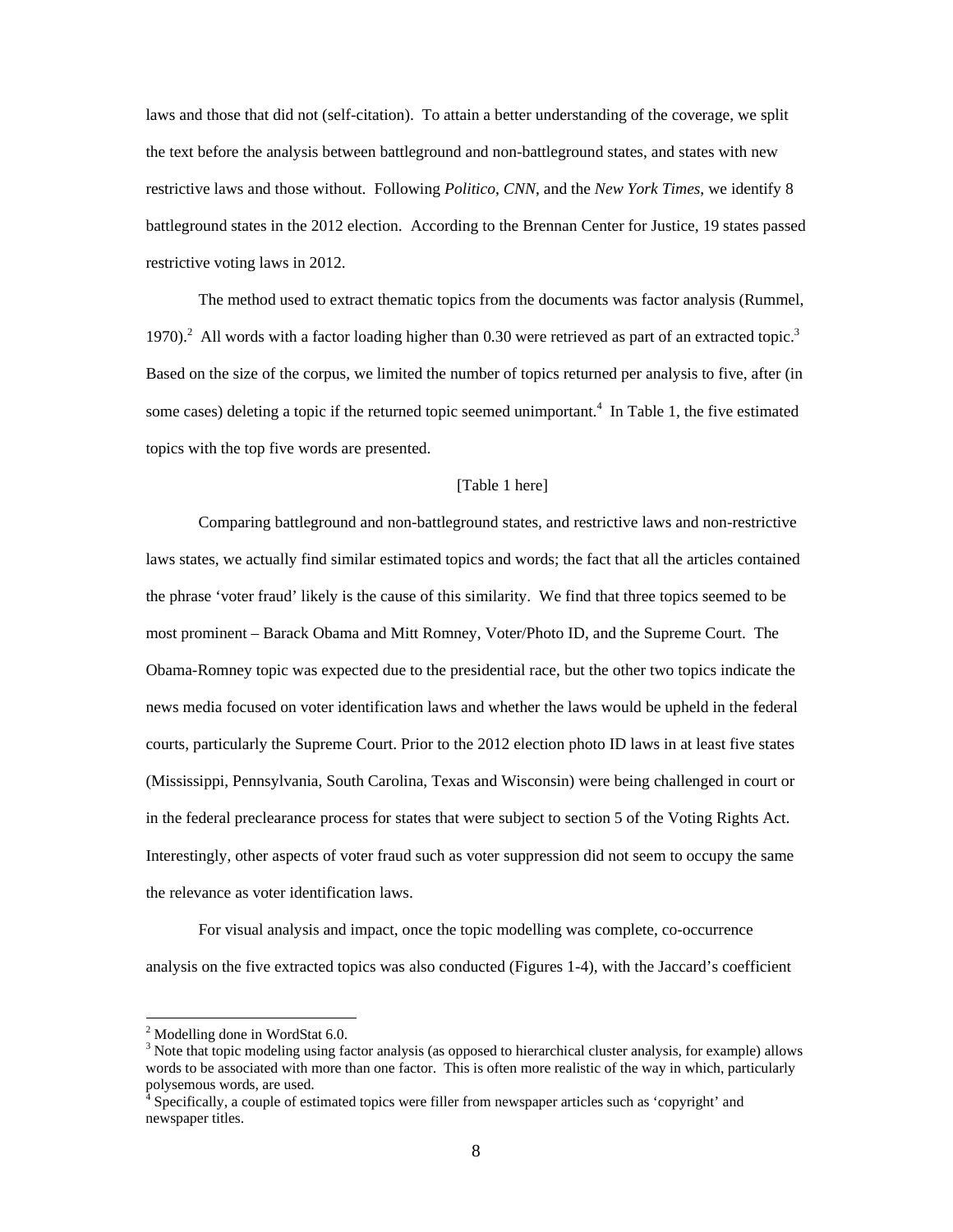laws and those that did not (self-citation). To attain a better understanding of the coverage, we split the text before the analysis between battleground and non-battleground states, and states with new restrictive laws and those without. Following *Politico*, *CNN*, and the *New York Times*, we identify 8 battleground states in the 2012 election. According to the Brennan Center for Justice, 19 states passed restrictive voting laws in 2012.

The method used to extract thematic topics from the documents was factor analysis (Rummel, 1970).[2] All words with a factor loading higher than 0.30 were retrieved as part of an extracted topic.[3] Based on the size of the corpus, we limited the number of topics returned per analysis to five, after (in some cases) deleting a topic if the returned topic seemed unimportant.[4] In Table 1, the five estimated topics with the top five words are presented.

[Table 1 here]

Comparing battleground and non-battleground states, and restrictive laws and non-restrictive laws states, we actually find similar estimated topics and words; the fact that all the articles contained the phrase 'voter fraud' likely is the cause of this similarity. We find that three topics seemed to be most prominent – Barack Obama and Mitt Romney, Voter/Photo ID, and the Supreme Court. The Obama-Romney topic was expected due to the presidential race, but the other two topics indicate the news media focused on voter identification laws and whether the laws would be upheld in the federal courts, particularly the Supreme Court. Prior to the 2012 election photo ID laws in at least five states (Mississippi, Pennsylvania, South Carolina, Texas and Wisconsin) were being challenged in court or in the federal preclearance process for states that were subject to section 5 of the Voting Rights Act. Interestingly, other aspects of voter fraud such as voter suppression did not seem to occupy the same the relevance as voter identification laws.

For visual analysis and impact, once the topic modelling was complete, co-occurrence analysis on the five extracted topics was also conducted (Figures 1-4), with the Jaccard's coefficient

---

[2] Modelling done in WordStat 6.0.

[3] Note that topic modeling using factor analysis (as opposed to hierarchical cluster analysis, for example) allows words to be associated with more than one factor. This is often more realistic of the way in which, particularly polysemous words, are used.

[4] Specifically, a couple of estimated topics were filler from newspaper articles such as 'copyright' and newspaper titles.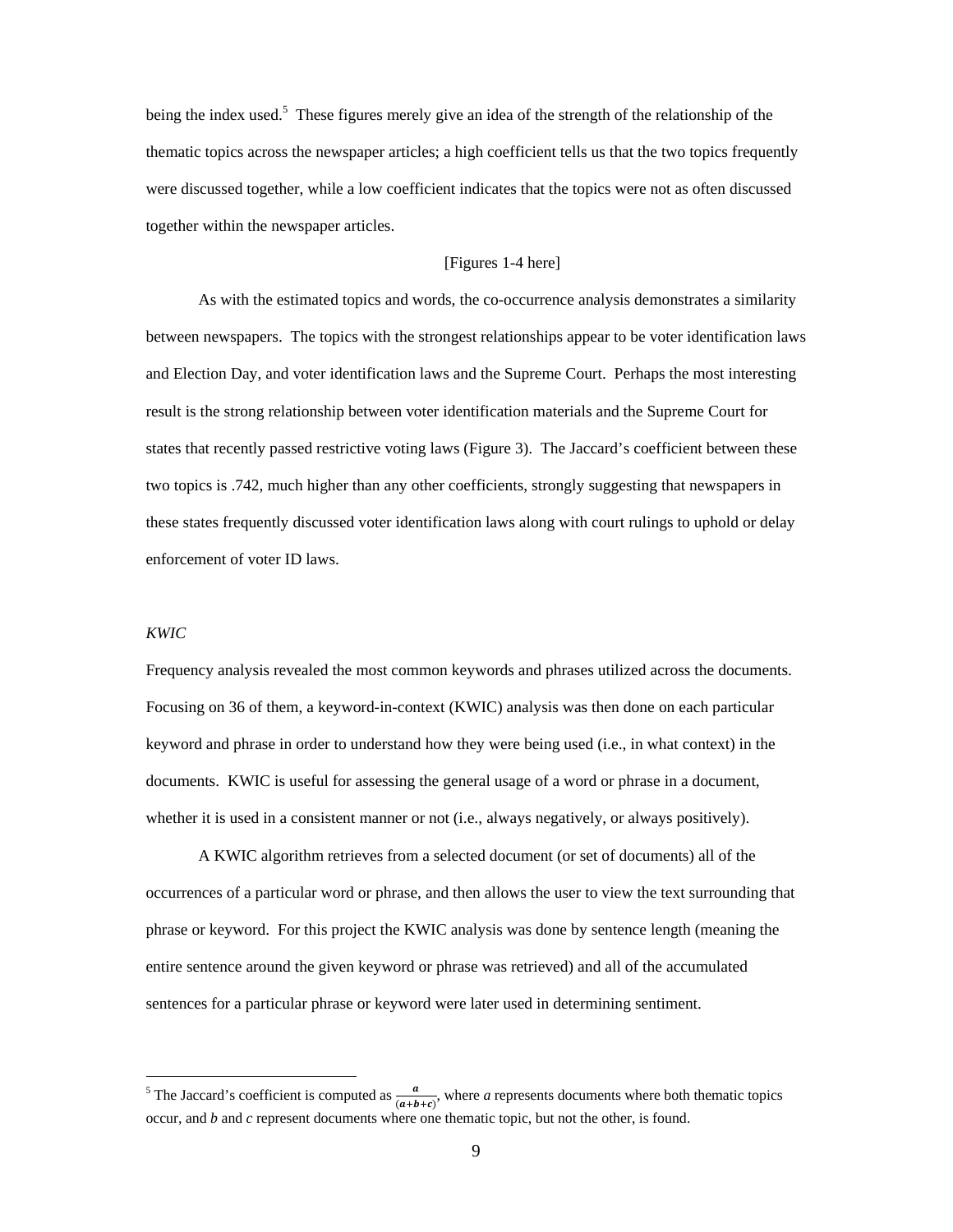being the index used.[5] These figures merely give an idea of the strength of the relationship of the thematic topics across the newspaper articles; a high coefficient tells us that the two topics frequently were discussed together, while a low coefficient indicates that the topics were not as often discussed together within the newspaper articles.

[Figures 1-4 here]

As with the estimated topics and words, the co-occurrence analysis demonstrates a similarity between newspapers. The topics with the strongest relationships appear to be voter identification laws and Election Day, and voter identification laws and the Supreme Court. Perhaps the most interesting result is the strong relationship between voter identification materials and the Supreme Court for states that recently passed restrictive voting laws (Figure 3). The Jaccard's coefficient between these two topics is .742, much higher than any other coefficients, strongly suggesting that newspapers in these states frequently discussed voter identification laws along with court rulings to uphold or delay enforcement of voter ID laws.

*KWIC*

Frequency analysis revealed the most common keywords and phrases utilized across the documents. Focusing on 36 of them, a keyword-in-context (KWIC) analysis was then done on each particular keyword and phrase in order to understand how they were being used (i.e., in what context) in the documents. KWIC is useful for assessing the general usage of a word or phrase in a document, whether it is used in a consistent manner or not (i.e., always negatively, or always positively).

A KWIC algorithm retrieves from a selected document (or set of documents) all of the occurrences of a particular word or phrase, and then allows the user to view the text surrounding that phrase or keyword. For this project the KWIC analysis was done by sentence length (meaning the entire sentence around the given keyword or phrase was retrieved) and all of the accumulated sentences for a particular phrase or keyword were later used in determining sentiment.

---

[5] The Jaccard's coefficient is computed as $\frac{a}{(a+b+c)}$, where *a* represents documents where both thematic topics occur, and *b* and *c* represent documents where one thematic topic, but not the other, is found.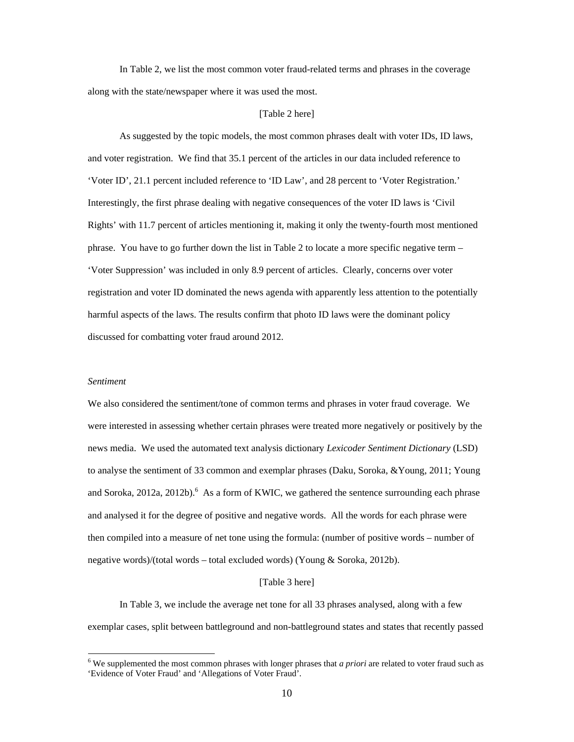In Table 2, we list the most common voter fraud-related terms and phrases in the coverage along with the state/newspaper where it was used the most.

[Table 2 here]

As suggested by the topic models, the most common phrases dealt with voter IDs, ID laws, and voter registration. We find that 35.1 percent of the articles in our data included reference to 'Voter ID', 21.1 percent included reference to 'ID Law', and 28 percent to 'Voter Registration.' Interestingly, the first phrase dealing with negative consequences of the voter ID laws is 'Civil Rights' with 11.7 percent of articles mentioning it, making it only the twenty-fourth most mentioned phrase. You have to go further down the list in Table 2 to locate a more specific negative term – 'Voter Suppression' was included in only 8.9 percent of articles. Clearly, concerns over voter registration and voter ID dominated the news agenda with apparently less attention to the potentially harmful aspects of the laws. The results confirm that photo ID laws were the dominant policy discussed for combatting voter fraud around 2012.

*Sentiment*

We also considered the sentiment/tone of common terms and phrases in voter fraud coverage. We were interested in assessing whether certain phrases were treated more negatively or positively by the news media. We used the automated text analysis dictionary *Lexicoder Sentiment Dictionary* (LSD) to analyse the sentiment of 33 common and exemplar phrases (Daku, Soroka, &Young, 2011; Young and Soroka, 2012a, 2012b).[6] As a form of KWIC, we gathered the sentence surrounding each phrase and analysed it for the degree of positive and negative words. All the words for each phrase were then compiled into a measure of net tone using the formula: (number of positive words – number of negative words)/(total words – total excluded words) (Young & Soroka, 2012b).

[Table 3 here]

In Table 3, we include the average net tone for all 33 phrases analysed, along with a few exemplar cases, split between battleground and non-battleground states and states that recently passed

[6] We supplemented the most common phrases with longer phrases that *a priori* are related to voter fraud such as 'Evidence of Voter Fraud' and 'Allegations of Voter Fraud'.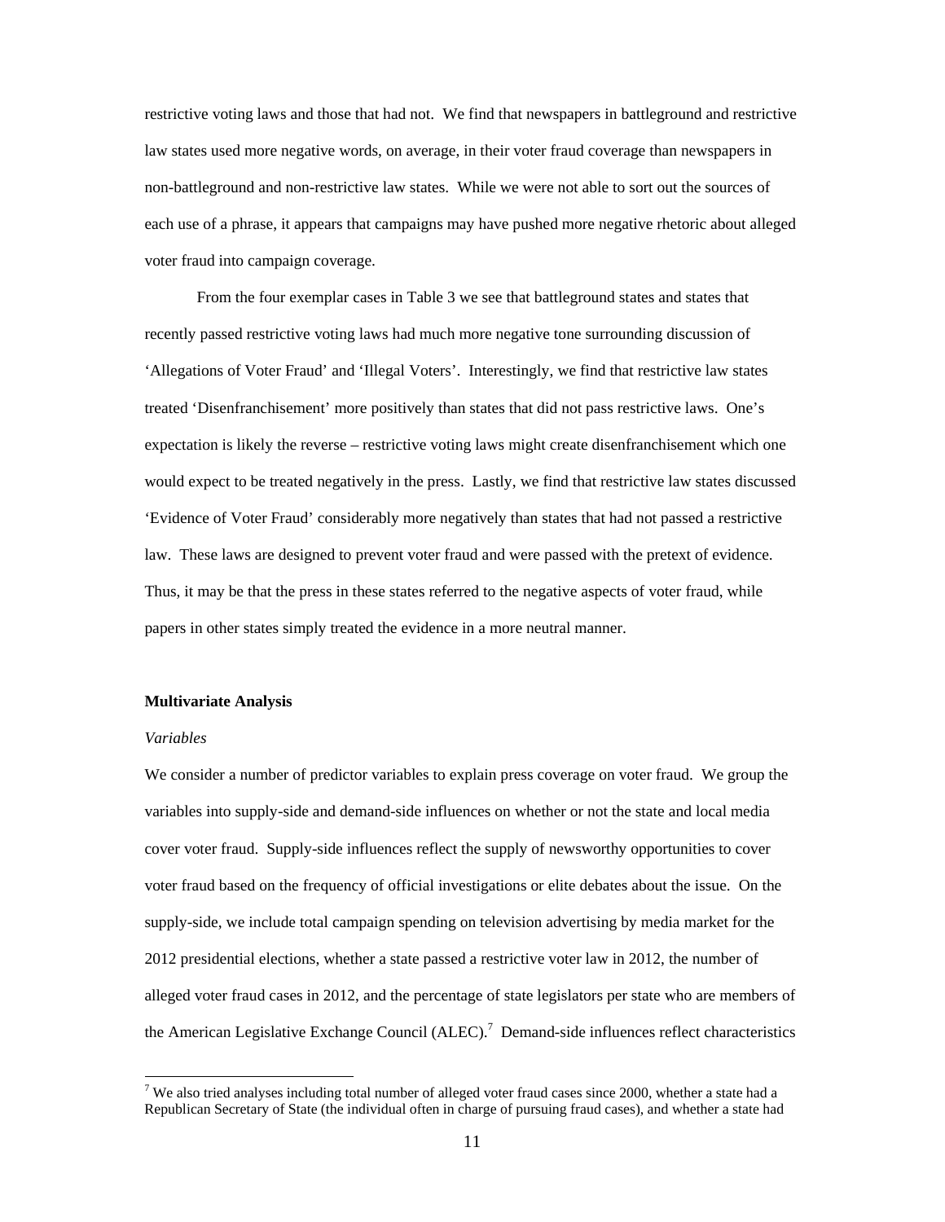restrictive voting laws and those that had not. We find that newspapers in battleground and restrictive law states used more negative words, on average, in their voter fraud coverage than newspapers in non-battleground and non-restrictive law states. While we were not able to sort out the sources of each use of a phrase, it appears that campaigns may have pushed more negative rhetoric about alleged voter fraud into campaign coverage.

From the four exemplar cases in Table 3 we see that battleground states and states that recently passed restrictive voting laws had much more negative tone surrounding discussion of 'Allegations of Voter Fraud' and 'Illegal Voters'. Interestingly, we find that restrictive law states treated 'Disenfranchisement' more positively than states that did not pass restrictive laws. One's expectation is likely the reverse – restrictive voting laws might create disenfranchisement which one would expect to be treated negatively in the press. Lastly, we find that restrictive law states discussed 'Evidence of Voter Fraud' considerably more negatively than states that had not passed a restrictive law. These laws are designed to prevent voter fraud and were passed with the pretext of evidence. Thus, it may be that the press in these states referred to the negative aspects of voter fraud, while papers in other states simply treated the evidence in a more neutral manner.

**Multivariate Analysis**

*Variables*

We consider a number of predictor variables to explain press coverage on voter fraud. We group the variables into supply-side and demand-side influences on whether or not the state and local media cover voter fraud. Supply-side influences reflect the supply of newsworthy opportunities to cover voter fraud based on the frequency of official investigations or elite debates about the issue. On the supply-side, we include total campaign spending on television advertising by media market for the 2012 presidential elections, whether a state passed a restrictive voter law in 2012, the number of alleged voter fraud cases in 2012, and the percentage of state legislators per state who are members of the American Legislative Exchange Council (ALEC).[7] Demand-side influences reflect characteristics

[7] We also tried analyses including total number of alleged voter fraud cases since 2000, whether a state had a Republican Secretary of State (the individual often in charge of pursuing fraud cases), and whether a state had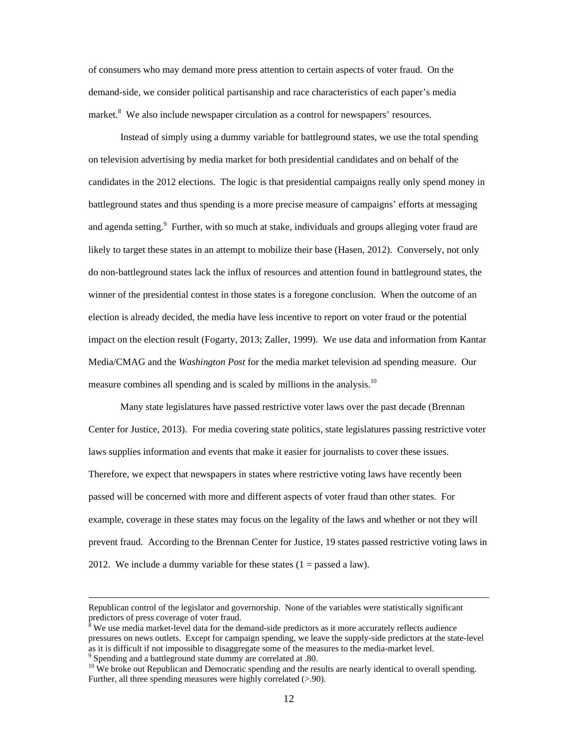of consumers who may demand more press attention to certain aspects of voter fraud. On the demand-side, we consider political partisanship and race characteristics of each paper's media market.[8] We also include newspaper circulation as a control for newspapers' resources.

Instead of simply using a dummy variable for battleground states, we use the total spending on television advertising by media market for both presidential candidates and on behalf of the candidates in the 2012 elections. The logic is that presidential campaigns really only spend money in battleground states and thus spending is a more precise measure of campaigns' efforts at messaging and agenda setting.[9] Further, with so much at stake, individuals and groups alleging voter fraud are likely to target these states in an attempt to mobilize their base (Hasen, 2012). Conversely, not only do non-battleground states lack the influx of resources and attention found in battleground states, the winner of the presidential contest in those states is a foregone conclusion. When the outcome of an election is already decided, the media have less incentive to report on voter fraud or the potential impact on the election result (Fogarty, 2013; Zaller, 1999). We use data and information from Kantar Media/CMAG and the *Washington Post* for the media market television ad spending measure. Our measure combines all spending and is scaled by millions in the analysis.[10]

Many state legislatures have passed restrictive voter laws over the past decade (Brennan Center for Justice, 2013). For media covering state politics, state legislatures passing restrictive voter laws supplies information and events that make it easier for journalists to cover these issues. Therefore, we expect that newspapers in states where restrictive voting laws have recently been passed will be concerned with more and different aspects of voter fraud than other states. For example, coverage in these states may focus on the legality of the laws and whether or not they will prevent fraud. According to the Brennan Center for Justice, 19 states passed restrictive voting laws in 2012. We include a dummy variable for these states (1 = passed a law).

---

Republican control of the legislator and governorship. None of the variables were statistically significant predictors of press coverage of voter fraud.

[8] We use media market-level data for the demand-side predictors as it more accurately reflects audience pressures on news outlets. Except for campaign spending, we leave the supply-side predictors at the state-level as it is difficult if not impossible to disaggregate some of the measures to the media-market level.

[9] Spending and a battleground state dummy are correlated at .80.

[10] We broke out Republican and Democratic spending and the results are nearly identical to overall spending. Further, all three spending measures were highly correlated (>.90).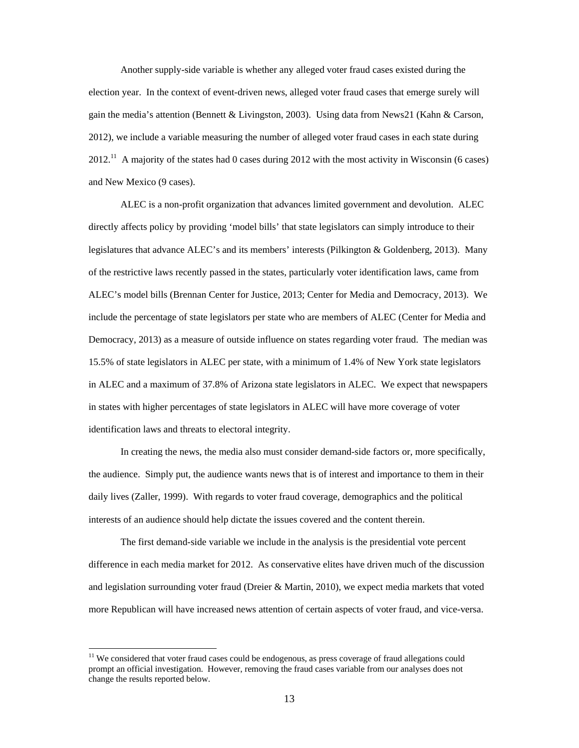Another supply-side variable is whether any alleged voter fraud cases existed during the election year. In the context of event-driven news, alleged voter fraud cases that emerge surely will gain the media's attention (Bennett & Livingston, 2003). Using data from News21 (Kahn & Carson, 2012), we include a variable measuring the number of alleged voter fraud cases in each state during 2012.[11] A majority of the states had 0 cases during 2012 with the most activity in Wisconsin (6 cases) and New Mexico (9 cases).

ALEC is a non-profit organization that advances limited government and devolution. ALEC directly affects policy by providing 'model bills' that state legislators can simply introduce to their legislatures that advance ALEC's and its members' interests (Pilkington & Goldenberg, 2013). Many of the restrictive laws recently passed in the states, particularly voter identification laws, came from ALEC's model bills (Brennan Center for Justice, 2013; Center for Media and Democracy, 2013). We include the percentage of state legislators per state who are members of ALEC (Center for Media and Democracy, 2013) as a measure of outside influence on states regarding voter fraud. The median was 15.5% of state legislators in ALEC per state, with a minimum of 1.4% of New York state legislators in ALEC and a maximum of 37.8% of Arizona state legislators in ALEC. We expect that newspapers in states with higher percentages of state legislators in ALEC will have more coverage of voter identification laws and threats to electoral integrity.

In creating the news, the media also must consider demand-side factors or, more specifically, the audience. Simply put, the audience wants news that is of interest and importance to them in their daily lives (Zaller, 1999). With regards to voter fraud coverage, demographics and the political interests of an audience should help dictate the issues covered and the content therein.

The first demand-side variable we include in the analysis is the presidential vote percent difference in each media market for 2012. As conservative elites have driven much of the discussion and legislation surrounding voter fraud (Dreier & Martin, 2010), we expect media markets that voted more Republican will have increased news attention of certain aspects of voter fraud, and vice-versa.

[11] We considered that voter fraud cases could be endogenous, as press coverage of fraud allegations could prompt an official investigation. However, removing the fraud cases variable from our analyses does not change the results reported below.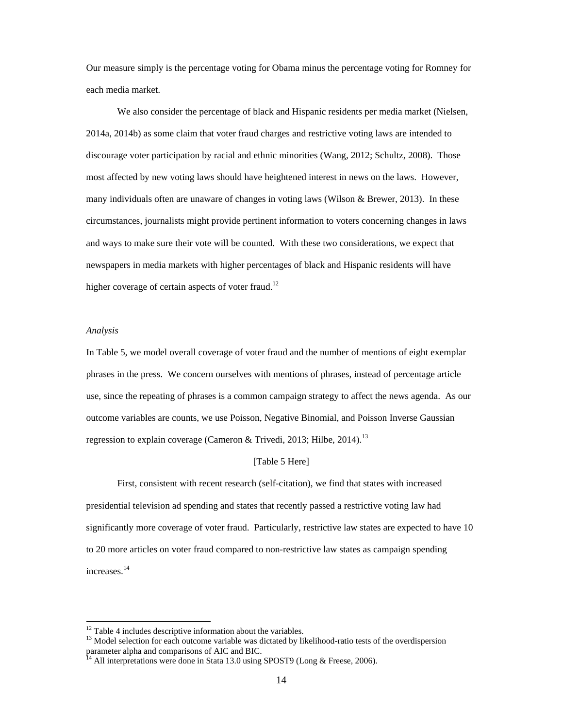Our measure simply is the percentage voting for Obama minus the percentage voting for Romney for each media market.

We also consider the percentage of black and Hispanic residents per media market (Nielsen, 2014a, 2014b) as some claim that voter fraud charges and restrictive voting laws are intended to discourage voter participation by racial and ethnic minorities (Wang, 2012; Schultz, 2008). Those most affected by new voting laws should have heightened interest in news on the laws. However, many individuals often are unaware of changes in voting laws (Wilson & Brewer, 2013). In these circumstances, journalists might provide pertinent information to voters concerning changes in laws and ways to make sure their vote will be counted. With these two considerations, we expect that newspapers in media markets with higher percentages of black and Hispanic residents will have higher coverage of certain aspects of voter fraud.[12]

*Analysis*

In Table 5, we model overall coverage of voter fraud and the number of mentions of eight exemplar phrases in the press. We concern ourselves with mentions of phrases, instead of percentage article use, since the repeating of phrases is a common campaign strategy to affect the news agenda. As our outcome variables are counts, we use Poisson, Negative Binomial, and Poisson Inverse Gaussian regression to explain coverage (Cameron & Trivedi, 2013; Hilbe, 2014).[13]

[Table 5 Here]

First, consistent with recent research (self-citation), we find that states with increased presidential television ad spending and states that recently passed a restrictive voting law had significantly more coverage of voter fraud. Particularly, restrictive law states are expected to have 10 to 20 more articles on voter fraud compared to non-restrictive law states as campaign spending increases.[14]

---

[12] Table 4 includes descriptive information about the variables.

[13] Model selection for each outcome variable was dictated by likelihood-ratio tests of the overdispersion parameter alpha and comparisons of AIC and BIC.

[14] All interpretations were done in Stata 13.0 using SPOST9 (Long & Freese, 2006).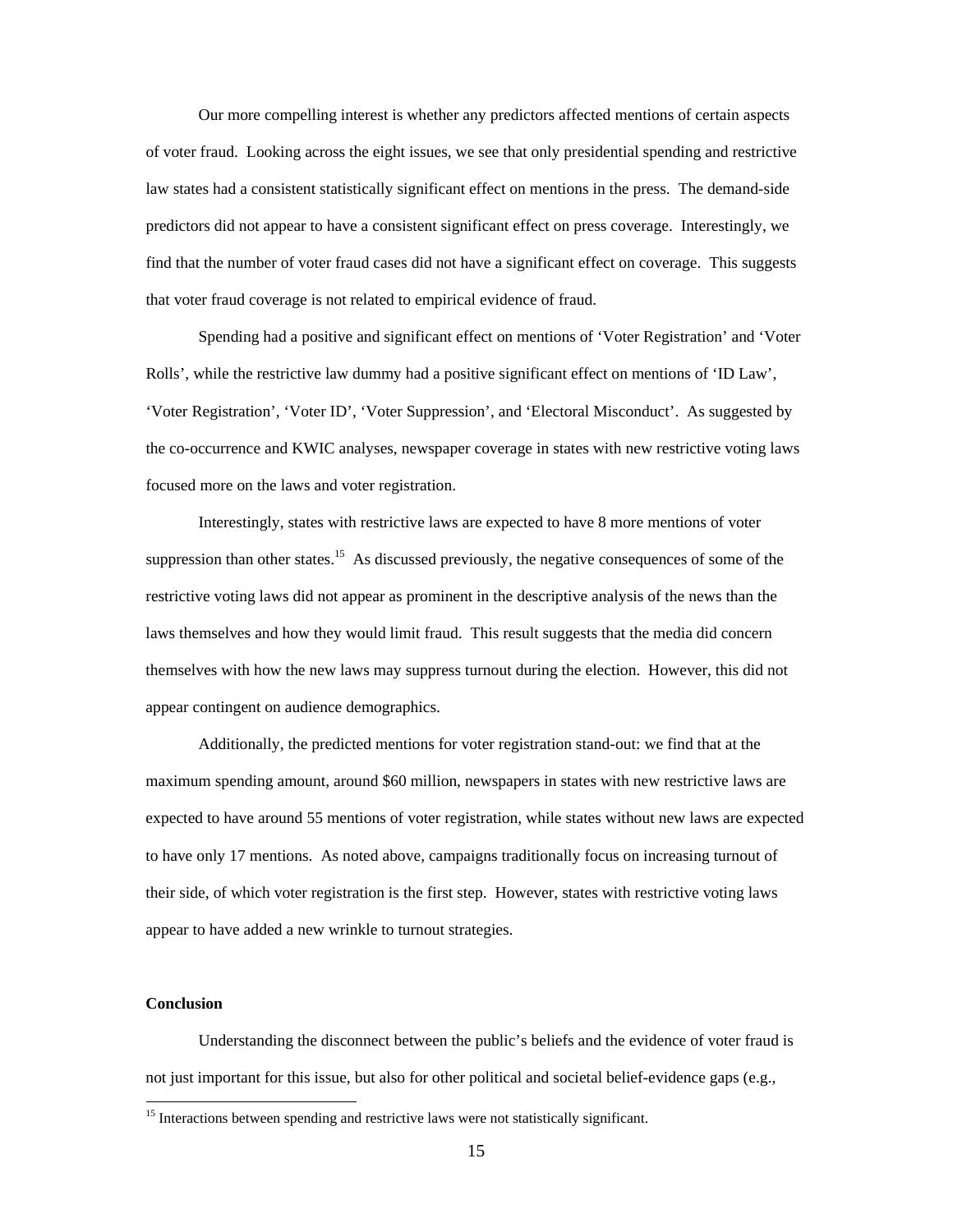Our more compelling interest is whether any predictors affected mentions of certain aspects of voter fraud. Looking across the eight issues, we see that only presidential spending and restrictive law states had a consistent statistically significant effect on mentions in the press. The demand-side predictors did not appear to have a consistent significant effect on press coverage. Interestingly, we find that the number of voter fraud cases did not have a significant effect on coverage. This suggests that voter fraud coverage is not related to empirical evidence of fraud.

Spending had a positive and significant effect on mentions of 'Voter Registration' and 'Voter Rolls', while the restrictive law dummy had a positive significant effect on mentions of 'ID Law', 'Voter Registration', 'Voter ID', 'Voter Suppression', and 'Electoral Misconduct'. As suggested by the co-occurrence and KWIC analyses, newspaper coverage in states with new restrictive voting laws focused more on the laws and voter registration.

Interestingly, states with restrictive laws are expected to have 8 more mentions of voter suppression than other states.[15] As discussed previously, the negative consequences of some of the restrictive voting laws did not appear as prominent in the descriptive analysis of the news than the laws themselves and how they would limit fraud. This result suggests that the media did concern themselves with how the new laws may suppress turnout during the election. However, this did not appear contingent on audience demographics.

Additionally, the predicted mentions for voter registration stand-out: we find that at the maximum spending amount, around $60 million, newspapers in states with new restrictive laws are expected to have around 55 mentions of voter registration, while states without new laws are expected to have only 17 mentions. As noted above, campaigns traditionally focus on increasing turnout of their side, of which voter registration is the first step. However, states with restrictive voting laws appear to have added a new wrinkle to turnout strategies.

**Conclusion**

Understanding the disconnect between the public's beliefs and the evidence of voter fraud is not just important for this issue, but also for other political and societal belief-evidence gaps (e.g.,

[15] Interactions between spending and restrictive laws were not statistically significant.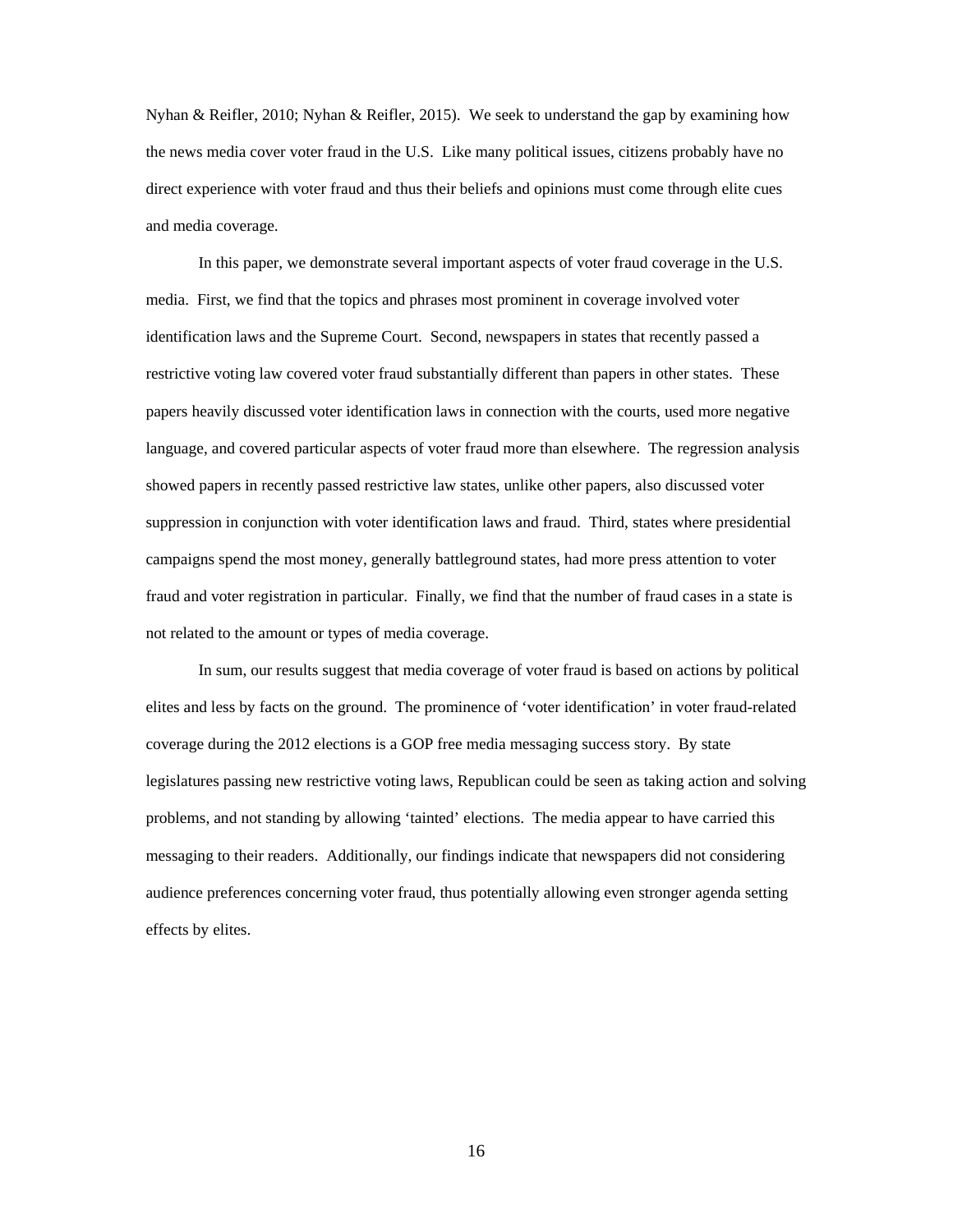Nyhan & Reifler, 2010; Nyhan & Reifler, 2015). We seek to understand the gap by examining how the news media cover voter fraud in the U.S. Like many political issues, citizens probably have no direct experience with voter fraud and thus their beliefs and opinions must come through elite cues and media coverage.

In this paper, we demonstrate several important aspects of voter fraud coverage in the U.S. media. First, we find that the topics and phrases most prominent in coverage involved voter identification laws and the Supreme Court. Second, newspapers in states that recently passed a restrictive voting law covered voter fraud substantially different than papers in other states. These papers heavily discussed voter identification laws in connection with the courts, used more negative language, and covered particular aspects of voter fraud more than elsewhere. The regression analysis showed papers in recently passed restrictive law states, unlike other papers, also discussed voter suppression in conjunction with voter identification laws and fraud. Third, states where presidential campaigns spend the most money, generally battleground states, had more press attention to voter fraud and voter registration in particular. Finally, we find that the number of fraud cases in a state is not related to the amount or types of media coverage.

In sum, our results suggest that media coverage of voter fraud is based on actions by political elites and less by facts on the ground. The prominence of 'voter identification' in voter fraud-related coverage during the 2012 elections is a GOP free media messaging success story. By state legislatures passing new restrictive voting laws, Republican could be seen as taking action and solving problems, and not standing by allowing 'tainted' elections. The media appear to have carried this messaging to their readers. Additionally, our findings indicate that newspapers did not considering audience preferences concerning voter fraud, thus potentially allowing even stronger agenda setting effects by elites.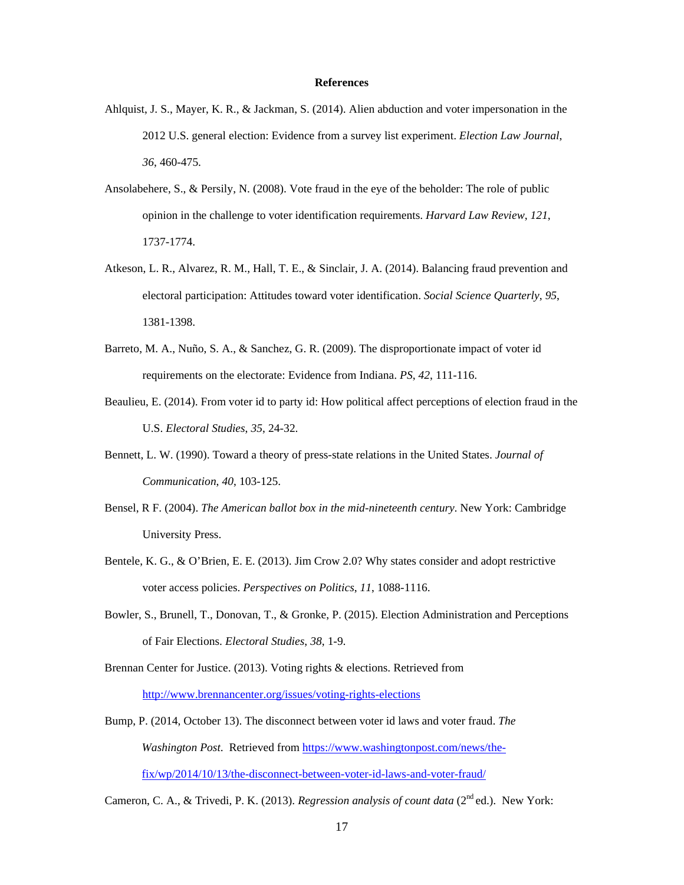**References**

Ahlquist, J. S., Mayer, K. R., & Jackman, S. (2014). Alien abduction and voter impersonation in the 2012 U.S. general election: Evidence from a survey list experiment. *Election Law Journal*, *36*, 460-475.

Ansolabehere, S., & Persily, N. (2008). Vote fraud in the eye of the beholder: The role of public opinion in the challenge to voter identification requirements. *Harvard Law Review*, *121*, 1737-1774.

Atkeson, L. R., Alvarez, R. M., Hall, T. E., & Sinclair, J. A. (2014). Balancing fraud prevention and electoral participation: Attitudes toward voter identification. *Social Science Quarterly*, *95*, 1381-1398.

Barreto, M. A., Nuño, S. A., & Sanchez, G. R. (2009). The disproportionate impact of voter id requirements on the electorate: Evidence from Indiana. *PS*, *42*, 111-116.

Beaulieu, E. (2014). From voter id to party id: How political affect perceptions of election fraud in the U.S. *Electoral Studies*, *35*, 24-32.

Bennett, L. W. (1990). Toward a theory of press-state relations in the United States. *Journal of Communication*, *40*, 103-125.

Bensel, R F. (2004). *The American ballot box in the mid-nineteenth century*. New York: Cambridge University Press.

Bentele, K. G., & O'Brien, E. E. (2013). Jim Crow 2.0? Why states consider and adopt restrictive voter access policies. *Perspectives on Politics*, *11*, 1088-1116.

Bowler, S., Brunell, T., Donovan, T., & Gronke, P. (2015). Election Administration and Perceptions of Fair Elections. *Electoral Studies*, *38*, 1-9.

Brennan Center for Justice. (2013). Voting rights & elections. Retrieved from http://www.brennancenter.org/issues/voting-rights-elections

Bump, P. (2014, October 13). The disconnect between voter id laws and voter fraud. *The Washington Post*. Retrieved from https://www.washingtonpost.com/news/the-fix/wp/2014/10/13/the-disconnect-between-voter-id-laws-and-voter-fraud/

Cameron, C. A., & Trivedi, P. K. (2013). *Regression analysis of count data* (2nd ed.). New York: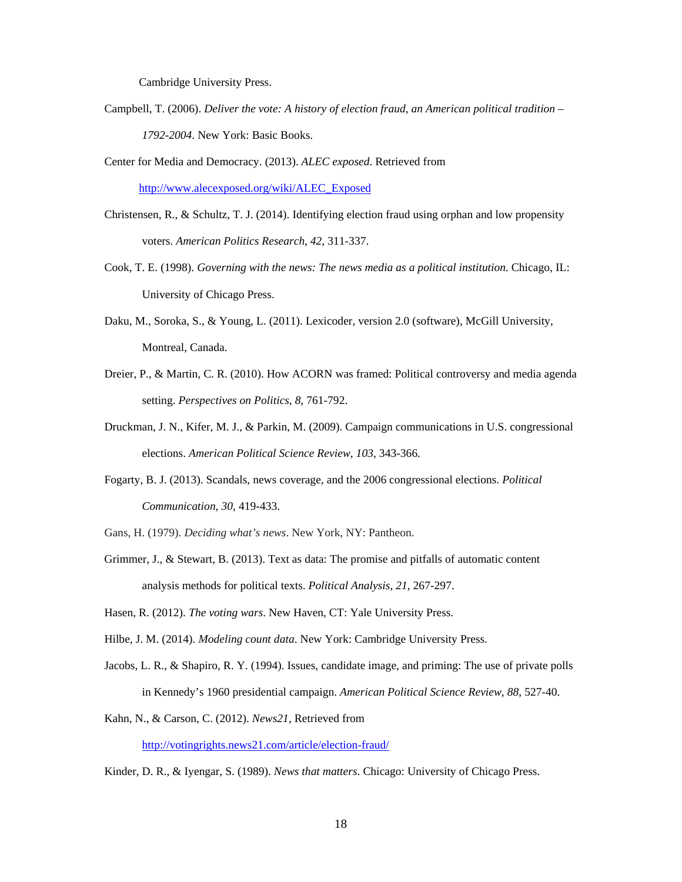Cambridge University Press.

Campbell, T. (2006). *Deliver the vote: A history of election fraud, an American political tradition – 1792-2004*. New York: Basic Books.

Center for Media and Democracy. (2013). *ALEC exposed*. Retrieved from http://www.alecexposed.org/wiki/ALEC_Exposed

Christensen, R., & Schultz, T. J. (2014). Identifying election fraud using orphan and low propensity voters. *American Politics Research*, *42*, 311-337.

Cook, T. E. (1998). *Governing with the news: The news media as a political institution*. Chicago, IL: University of Chicago Press.

Daku, M., Soroka, S., & Young, L. (2011). Lexicoder, version 2.0 (software), McGill University, Montreal, Canada.

Dreier, P., & Martin, C. R. (2010). How ACORN was framed: Political controversy and media agenda setting. *Perspectives on Politics*, *8*, 761-792.

Druckman, J. N., Kifer, M. J., & Parkin, M. (2009). Campaign communications in U.S. congressional elections. *American Political Science Review*, *103*, 343-366.

Fogarty, B. J. (2013). Scandals, news coverage, and the 2006 congressional elections. *Political Communication*, *30*, 419-433.

Gans, H. (1979). *Deciding what's news*. New York, NY: Pantheon.

Grimmer, J., & Stewart, B. (2013). Text as data: The promise and pitfalls of automatic content analysis methods for political texts. *Political Analysis*, *21*, 267-297.

Hasen, R. (2012). *The voting wars*. New Haven, CT: Yale University Press.

Hilbe, J. M. (2014). *Modeling count data*. New York: Cambridge University Press.

Jacobs, L. R., & Shapiro, R. Y. (1994). Issues, candidate image, and priming: The use of private polls in Kennedy's 1960 presidential campaign. *American Political Science Review*, *88*, 527-40.

Kahn, N., & Carson, C. (2012). *News21*, Retrieved from http://votingrights.news21.com/article/election-fraud/

Kinder, D. R., & Iyengar, S. (1989). *News that matters*. Chicago: University of Chicago Press.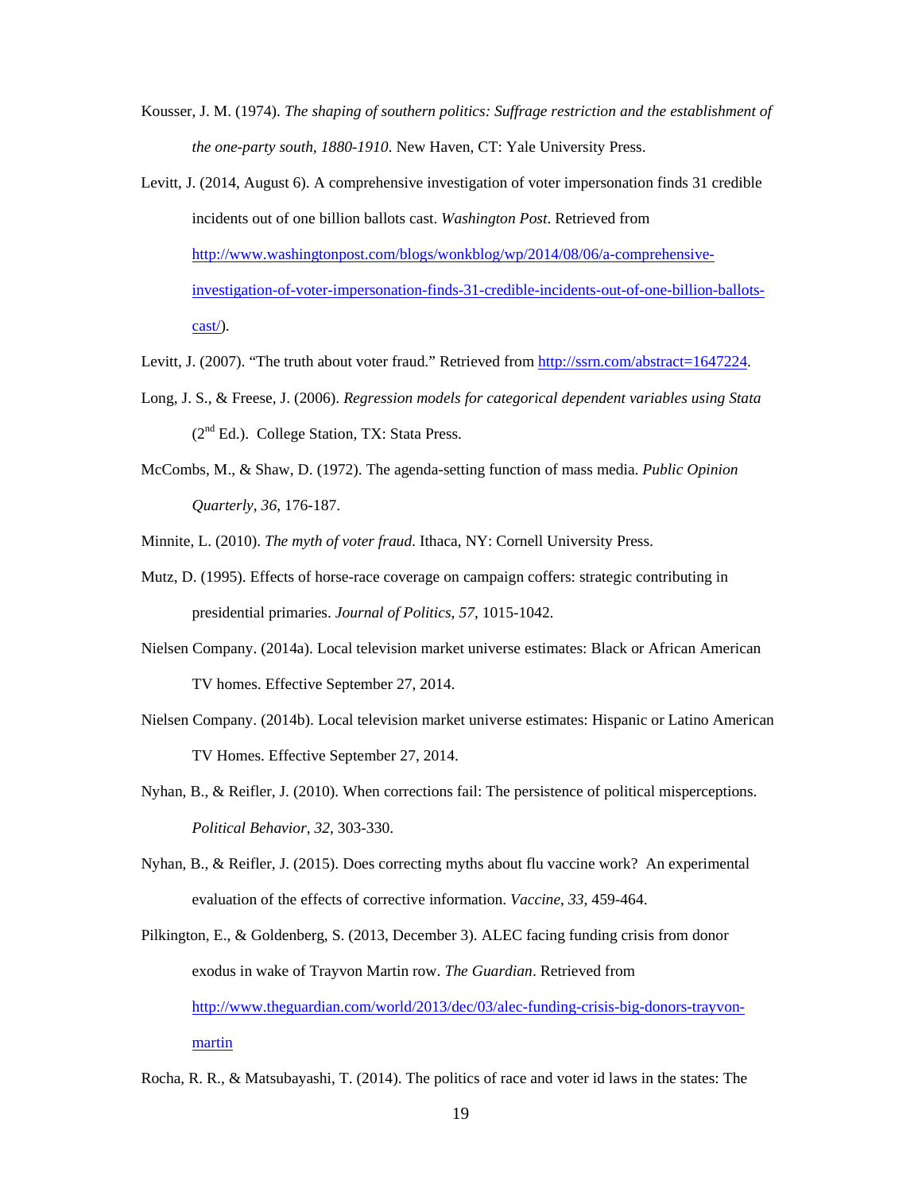Kousser, J. M. (1974). *The shaping of southern politics: Suffrage restriction and the establishment of the one-party south, 1880-1910*. New Haven, CT: Yale University Press.

Levitt, J. (2014, August 6). A comprehensive investigation of voter impersonation finds 31 credible incidents out of one billion ballots cast. *Washington Post*. Retrieved from http://www.washingtonpost.com/blogs/wonkblog/wp/2014/08/06/a-comprehensive-investigation-of-voter-impersonation-finds-31-credible-incidents-out-of-one-billion-ballots-cast/).

Levitt, J. (2007). "The truth about voter fraud." Retrieved from http://ssrn.com/abstract=1647224.

Long, J. S., & Freese, J. (2006). *Regression models for categorical dependent variables using Stata* (2nd Ed.). College Station, TX: Stata Press.

McCombs, M., & Shaw, D. (1972). The agenda-setting function of mass media. *Public Opinion Quarterly*, *36*, 176-187.

Minnite, L. (2010). *The myth of voter fraud*. Ithaca, NY: Cornell University Press.

Mutz, D. (1995). Effects of horse-race coverage on campaign coffers: strategic contributing in presidential primaries. *Journal of Politics*, *57*, 1015-1042.

Nielsen Company. (2014a). Local television market universe estimates: Black or African American TV homes. Effective September 27, 2014.

Nielsen Company. (2014b). Local television market universe estimates: Hispanic or Latino American TV Homes. Effective September 27, 2014.

Nyhan, B., & Reifler, J. (2010). When corrections fail: The persistence of political misperceptions. *Political Behavior*, *32*, 303-330.

Nyhan, B., & Reifler, J. (2015). Does correcting myths about flu vaccine work? An experimental evaluation of the effects of corrective information. *Vaccine*, *33*, 459-464.

Pilkington, E., & Goldenberg, S. (2013, December 3). ALEC facing funding crisis from donor exodus in wake of Trayvon Martin row. *The Guardian*. Retrieved from http://www.theguardian.com/world/2013/dec/03/alec-funding-crisis-big-donors-trayvon-martin

Rocha, R. R., & Matsubayashi, T. (2014). The politics of race and voter id laws in the states: The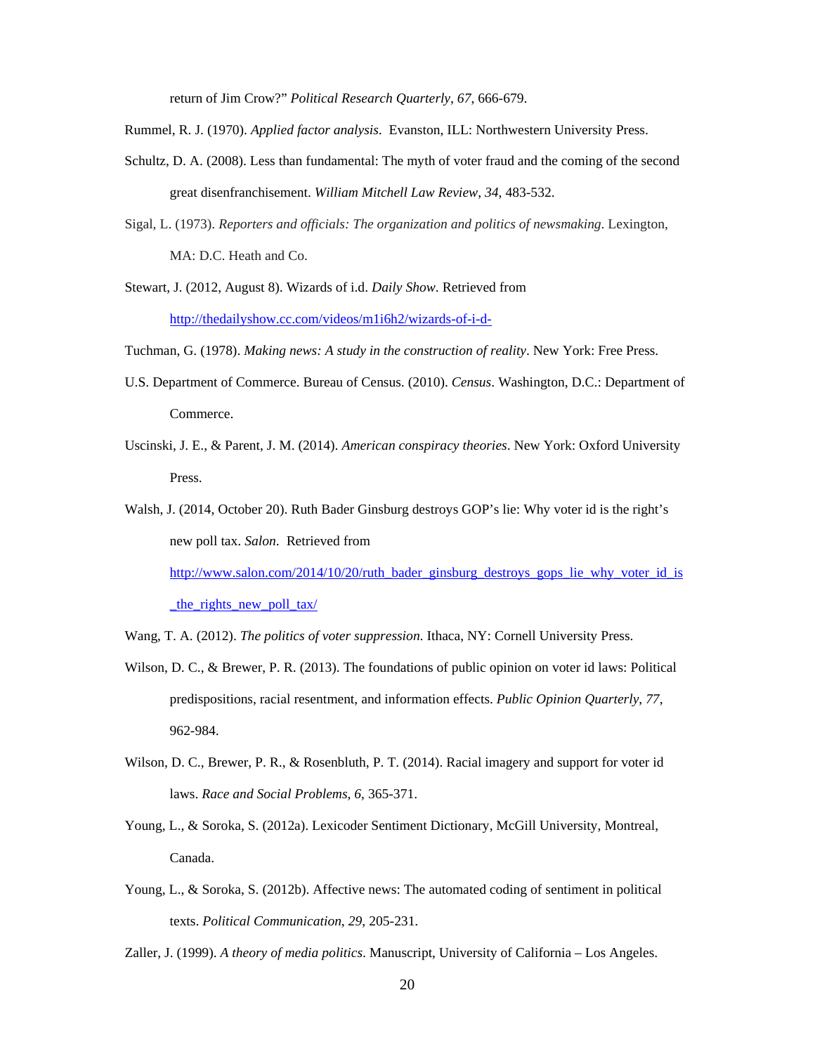return of Jim Crow?" *Political Research Quarterly*, *67*, 666-679.

Rummel, R. J. (1970). *Applied factor analysis*. Evanston, ILL: Northwestern University Press.

Schultz, D. A. (2008). Less than fundamental: The myth of voter fraud and the coming of the second great disenfranchisement. *William Mitchell Law Review*, *34*, 483-532.

Sigal, L. (1973). *Reporters and officials: The organization and politics of newsmaking*. Lexington, MA: D.C. Heath and Co.

Stewart, J. (2012, August 8). Wizards of i.d. *Daily Show*. Retrieved from http://thedailyshow.cc.com/videos/m1i6h2/wizards-of-i-d-

Tuchman, G. (1978). *Making news: A study in the construction of reality*. New York: Free Press.

U.S. Department of Commerce. Bureau of Census. (2010). *Census*. Washington, D.C.: Department of Commerce.

Uscinski, J. E., & Parent, J. M. (2014). *American conspiracy theories*. New York: Oxford University Press.

Walsh, J. (2014, October 20). Ruth Bader Ginsburg destroys GOP's lie: Why voter id is the right's new poll tax. *Salon*. Retrieved from http://www.salon.com/2014/10/20/ruth_bader_ginsburg_destroys_gops_lie_why_voter_id_is_the_rights_new_poll_tax/

Wang, T. A. (2012). *The politics of voter suppression*. Ithaca, NY: Cornell University Press.

Wilson, D. C., & Brewer, P. R. (2013). The foundations of public opinion on voter id laws: Political predispositions, racial resentment, and information effects. *Public Opinion Quarterly*, *77*, 962-984.

Wilson, D. C., Brewer, P. R., & Rosenbluth, P. T. (2014). Racial imagery and support for voter id laws. *Race and Social Problems*, *6*, 365-371.

Young, L., & Soroka, S. (2012a). Lexicoder Sentiment Dictionary, McGill University, Montreal, Canada.

Young, L., & Soroka, S. (2012b). Affective news: The automated coding of sentiment in political texts. *Political Communication*, *29*, 205-231.

Zaller, J. (1999). *A theory of media politics*. Manuscript, University of California – Los Angeles.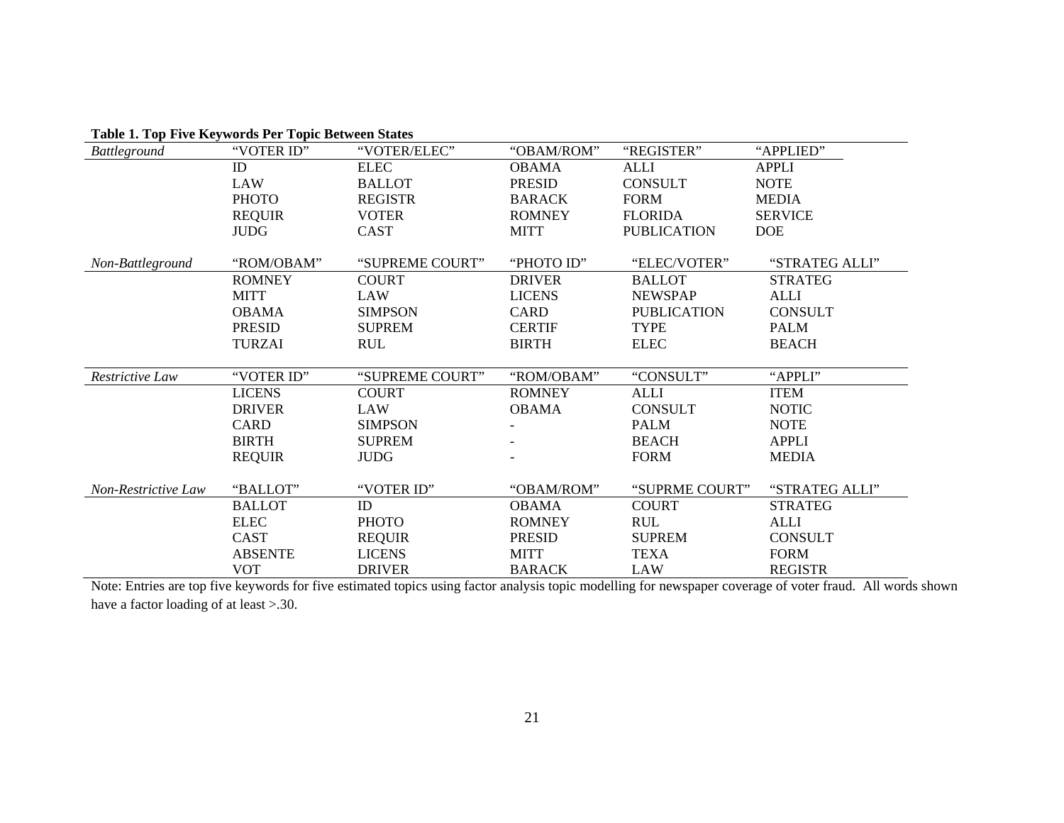**Table 1. Top Five Keywords Per Topic Between States**

| | | | | | |
|---|---|---|---|---|---|
| *Battleground* | "VOTER ID" | "VOTER/ELEC" | "OBAM/ROM" | "REGISTER" | "APPLIED" |
| | ID | ELEC | OBAMA | ALLI | APPLI |
| | LAW | BALLOT | PRESID | CONSULT | NOTE |
| | PHOTO | REGISTR | BARACK | FORM | MEDIA |
| | REQUIR | VOTER | ROMNEY | FLORIDA | SERVICE |
| | JUDG | CAST | MITT | PUBLICATION | DOE |
| *Non-Battleground* | "ROM/OBAM" | "SUPREME COURT" | "PHOTO ID" | "ELEC/VOTER" | "STRATEG ALLI" |
| | ROMNEY | COURT | DRIVER | BALLOT | STRATEG |
| | MITT | LAW | LICENS | NEWSPAP | ALLI |
| | OBAMA | SIMPSON | CARD | PUBLICATION | CONSULT |
| | PRESID | SUPREM | CERTIF | TYPE | PALM |
| | TURZAI | RUL | BIRTH | ELEC | BEACH |
| *Restrictive Law* | "VOTER ID" | "SUPREME COURT" | "ROM/OBAM" | "CONSULT" | "APPLI" |
| | LICENS | COURT | ROMNEY | ALLI | ITEM |
| | DRIVER | LAW | OBAMA | CONSULT | NOTIC |
| | CARD | SIMPSON | - | PALM | NOTE |
| | BIRTH | SUPREM | - | BEACH | APPLI |
| | REQUIR | JUDG | - | FORM | MEDIA |
| *Non-Restrictive Law* | "BALLOT" | "VOTER ID" | "OBAM/ROM" | "SUPRME COURT" | "STRATEG ALLI" |
| | BALLOT | ID | OBAMA | COURT | STRATEG |
| | ELEC | PHOTO | ROMNEY | RUL | ALLI |
| | CAST | REQUIR | PRESID | SUPREM | CONSULT |
| | ABSENTE | LICENS | MITT | TEXA | FORM |
| | VOT | DRIVER | BARACK | LAW | REGISTR |

Note: Entries are top five keywords for five estimated topics using factor analysis topic modelling for newspaper coverage of voter fraud. All words shown have a factor loading of at least >.30.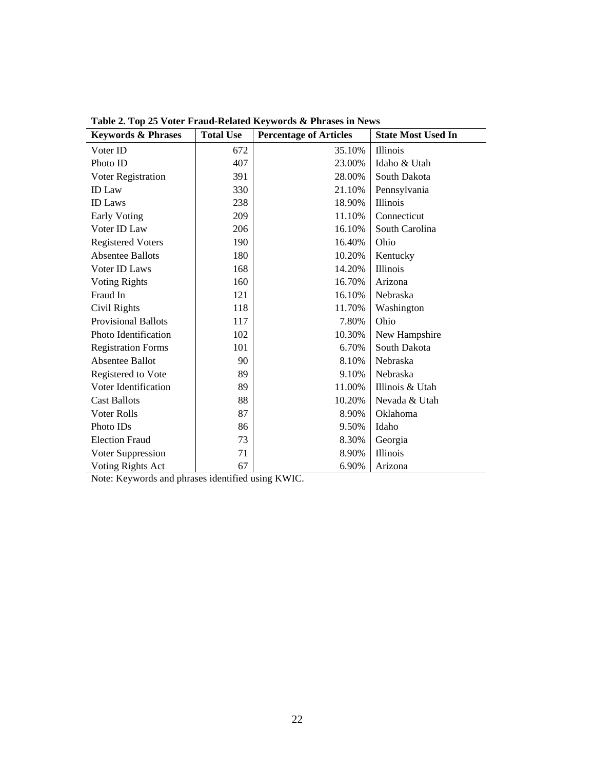**Table 2. Top 25 Voter Fraud-Related Keywords & Phrases in News**

| Keywords & Phrases | Total Use | Percentage of Articles | State Most Used In |
|---|---|---|---|
| Voter ID | 672 | 35.10% | Illinois |
| Photo ID | 407 | 23.00% | Idaho & Utah |
| Voter Registration | 391 | 28.00% | South Dakota |
| ID Law | 330 | 21.10% | Pennsylvania |
| ID Laws | 238 | 18.90% | Illinois |
| Early Voting | 209 | 11.10% | Connecticut |
| Voter ID Law | 206 | 16.10% | South Carolina |
| Registered Voters | 190 | 16.40% | Ohio |
| Absentee Ballots | 180 | 10.20% | Kentucky |
| Voter ID Laws | 168 | 14.20% | Illinois |
| Voting Rights | 160 | 16.70% | Arizona |
| Fraud In | 121 | 16.10% | Nebraska |
| Civil Rights | 118 | 11.70% | Washington |
| Provisional Ballots | 117 | 7.80% | Ohio |
| Photo Identification | 102 | 10.30% | New Hampshire |
| Registration Forms | 101 | 6.70% | South Dakota |
| Absentee Ballot | 90 | 8.10% | Nebraska |
| Registered to Vote | 89 | 9.10% | Nebraska |
| Voter Identification | 89 | 11.00% | Illinois & Utah |
| Cast Ballots | 88 | 10.20% | Nevada & Utah |
| Voter Rolls | 87 | 8.90% | Oklahoma |
| Photo IDs | 86 | 9.50% | Idaho |
| Election Fraud | 73 | 8.30% | Georgia |
| Voter Suppression | 71 | 8.90% | Illinois |
| Voting Rights Act | 67 | 6.90% | Arizona |

Note: Keywords and phrases identified using KWIC.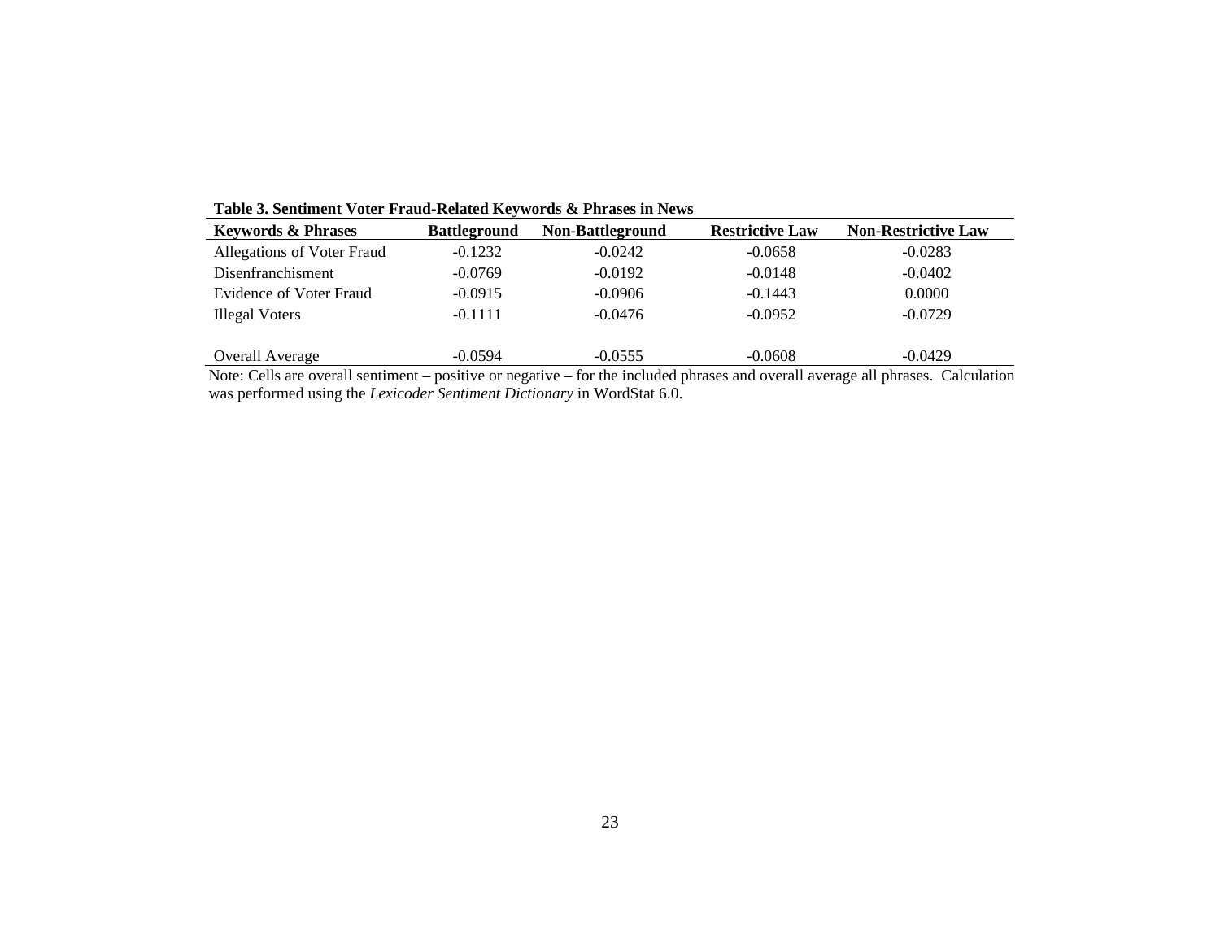**Table 3. Sentiment Voter Fraud-Related Keywords & Phrases in News**

| Keywords & Phrases | Battleground | Non-Battleground | Restrictive Law | Non-Restrictive Law |
|---|---|---|---|---|
| Allegations of Voter Fraud | -0.1232 | -0.0242 | -0.0658 | -0.0283 |
| Disenfranchisment | -0.0769 | -0.0192 | -0.0148 | -0.0402 |
| Evidence of Voter Fraud | -0.0915 | -0.0906 | -0.1443 | 0.0000 |
| Illegal Voters | -0.1111 | -0.0476 | -0.0952 | -0.0729 |
| Overall Average | -0.0594 | -0.0555 | -0.0608 | -0.0429 |

Note: Cells are overall sentiment – positive or negative – for the included phrases and overall average all phrases. Calculation was performed using the *Lexicoder Sentiment Dictionary* in WordStat 6.0.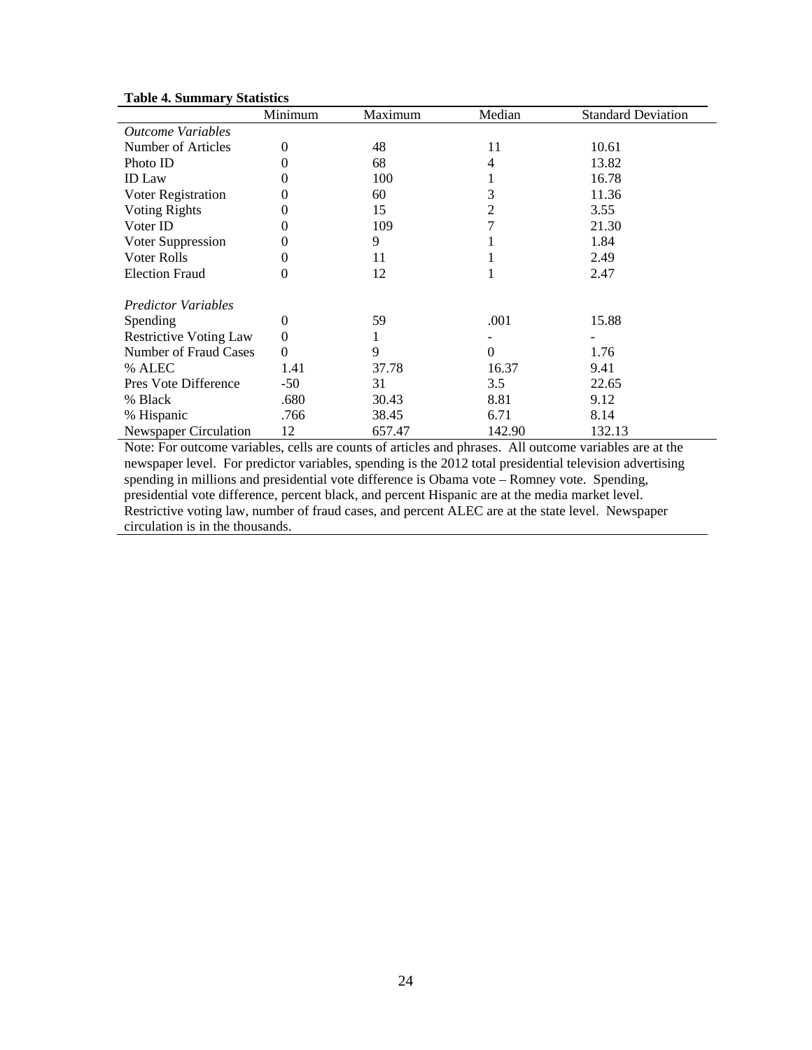**Table 4. Summary Statistics**

| | Minimum | Maximum | Median | Standard Deviation |
|---|---|---|---|---|
| *Outcome Variables* | | | | |
| Number of Articles | 0 | 48 | 11 | 10.61 |
| Photo ID | 0 | 68 | 4 | 13.82 |
| ID Law | 0 | 100 | 1 | 16.78 |
| Voter Registration | 0 | 60 | 3 | 11.36 |
| Voting Rights | 0 | 15 | 2 | 3.55 |
| Voter ID | 0 | 109 | 7 | 21.30 |
| Voter Suppression | 0 | 9 | 1 | 1.84 |
| Voter Rolls | 0 | 11 | 1 | 2.49 |
| Election Fraud | 0 | 12 | 1 | 2.47 |
| | | | | |
| *Predictor Variables* | | | | |
| Spending | 0 | 59 | .001 | 15.88 |
| Restrictive Voting Law | 0 | 1 | - | - |
| Number of Fraud Cases | 0 | 9 | 0 | 1.76 |
| % ALEC | 1.41 | 37.78 | 16.37 | 9.41 |
| Pres Vote Difference | -50 | 31 | 3.5 | 22.65 |
| % Black | .680 | 30.43 | 8.81 | 9.12 |
| % Hispanic | .766 | 38.45 | 6.71 | 8.14 |
| Newspaper Circulation | 12 | 657.47 | 142.90 | 132.13 |

Note: For outcome variables, cells are counts of articles and phrases. All outcome variables are at the newspaper level. For predictor variables, spending is the 2012 total presidential television advertising spending in millions and presidential vote difference is Obama vote – Romney vote. Spending, presidential vote difference, percent black, and percent Hispanic are at the media market level. Restrictive voting law, number of fraud cases, and percent ALEC are at the state level. Newspaper circulation is in the thousands.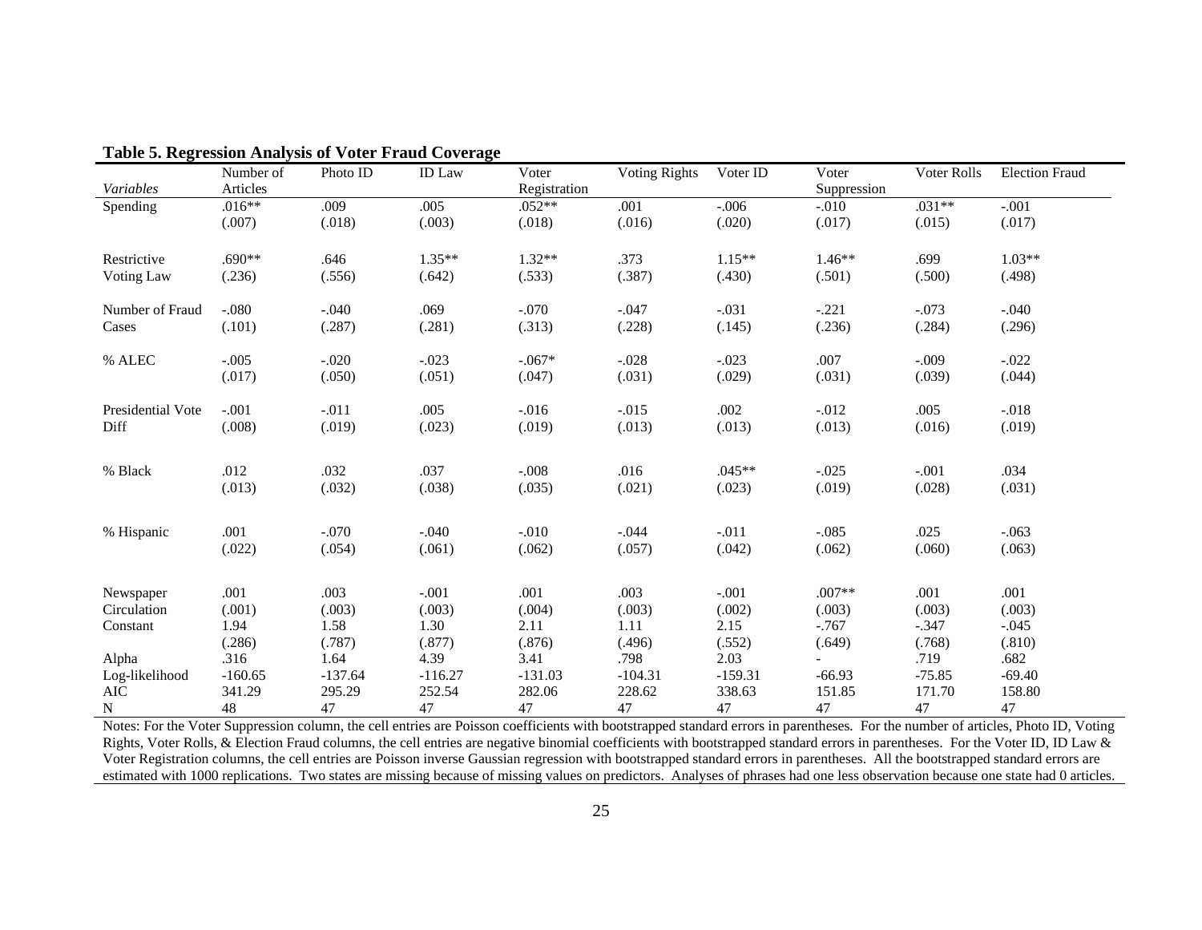**Table 5. Regression Analysis of Voter Fraud Coverage**

| *Variables* | Number of Articles | Photo ID | ID Law | Voter Registration | Voting Rights | Voter ID | Voter Suppression | Voter Rolls | Election Fraud |
|---|---|---|---|---|---|---|---|---|---|
| Spending | .016** | .009 | .005 | .052** | .001 | -.006 | -.010 | .031** | -.001 |
| | (.007) | (.018) | (.003) | (.018) | (.016) | (.020) | (.017) | (.015) | (.017) |
| Restrictive Voting Law | .690** | .646 | 1.35** | 1.32** | .373 | 1.15** | 1.46** | .699 | 1.03** |
| | (.236) | (.556) | (.642) | (.533) | (.387) | (.430) | (.501) | (.500) | (.498) |
| Number of Fraud Cases | -.080 | -.040 | .069 | -.070 | -.047 | -.031 | -.221 | -.073 | -.040 |
| | (.101) | (.287) | (.281) | (.313) | (.228) | (.145) | (.236) | (.284) | (.296) |
| % ALEC | -.005 | -.020 | -.023 | -.067* | -.028 | -.023 | .007 | -.009 | -.022 |
| | (.017) | (.050) | (.051) | (.047) | (.031) | (.029) | (.031) | (.039) | (.044) |
| Presidential Vote Diff | -.001 | -.011 | .005 | -.016 | -.015 | .002 | -.012 | .005 | -.018 |
| | (.008) | (.019) | (.023) | (.019) | (.013) | (.013) | (.013) | (.016) | (.019) |
| % Black | .012 | .032 | .037 | -.008 | .016 | .045** | -.025 | -.001 | .034 |
| | (.013) | (.032) | (.038) | (.035) | (.021) | (.023) | (.019) | (.028) | (.031) |
| % Hispanic | .001 | -.070 | -.040 | -.010 | -.044 | -.011 | -.085 | .025 | -.063 |
| | (.022) | (.054) | (.061) | (.062) | (.057) | (.042) | (.062) | (.060) | (.063) |
| Newspaper Circulation | .001 | .003 | -.001 | .001 | .003 | -.001 | .007** | .001 | .001 |
| | (.001) | (.003) | (.003) | (.004) | (.003) | (.002) | (.003) | (.003) | (.003) |
| Constant | 1.94 | 1.58 | 1.30 | 2.11 | 1.11 | 2.15 | -.767 | -.347 | -.045 |
| | (.286) | (.787) | (.877) | (.876) | (.496) | (.552) | (.649) | (.768) | (.810) |
| Alpha | .316 | 1.64 | 4.39 | 3.41 | .798 | 2.03 | - | .719 | .682 |
| Log-likelihood | -160.65 | -137.64 | -116.27 | -131.03 | -104.31 | -159.31 | -66.93 | -75.85 | -69.40 |
| AIC | 341.29 | 295.29 | 252.54 | 282.06 | 228.62 | 338.63 | 151.85 | 171.70 | 158.80 |
| N | 48 | 47 | 47 | 47 | 47 | 47 | 47 | 47 | 47 |

Notes: For the Voter Suppression column, the cell entries are Poisson coefficients with bootstrapped standard errors in parentheses. For the number of articles, Photo ID, Voting Rights, Voter Rolls, & Election Fraud columns, the cell entries are negative binomial coefficients with bootstrapped standard errors in parentheses. For the Voter ID, ID Law & Voter Registration columns, the cell entries are Poisson inverse Gaussian regression with bootstrapped standard errors in parentheses. All the bootstrapped standard errors are estimated with 1000 replications. Two states are missing because of missing values on predictors. Analyses of phrases had one less observation because one state had 0 articles.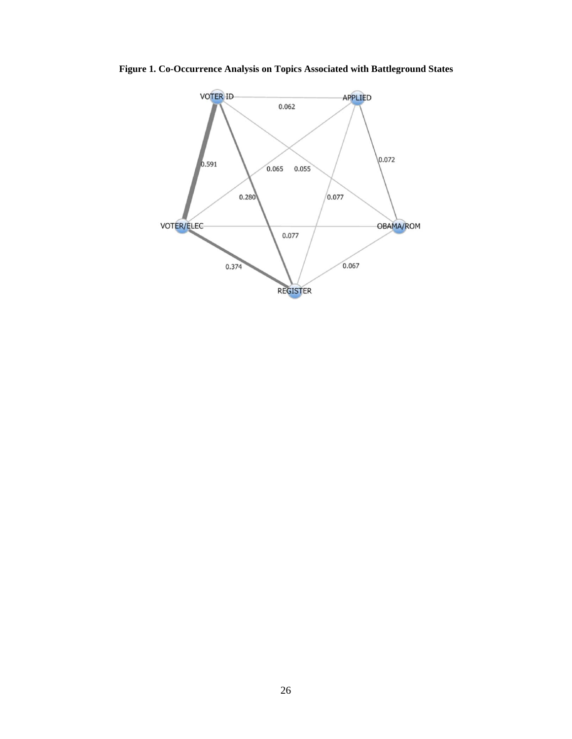**Figure 1. Co-Occurrence Analysis on Topics Associated with Battleground States**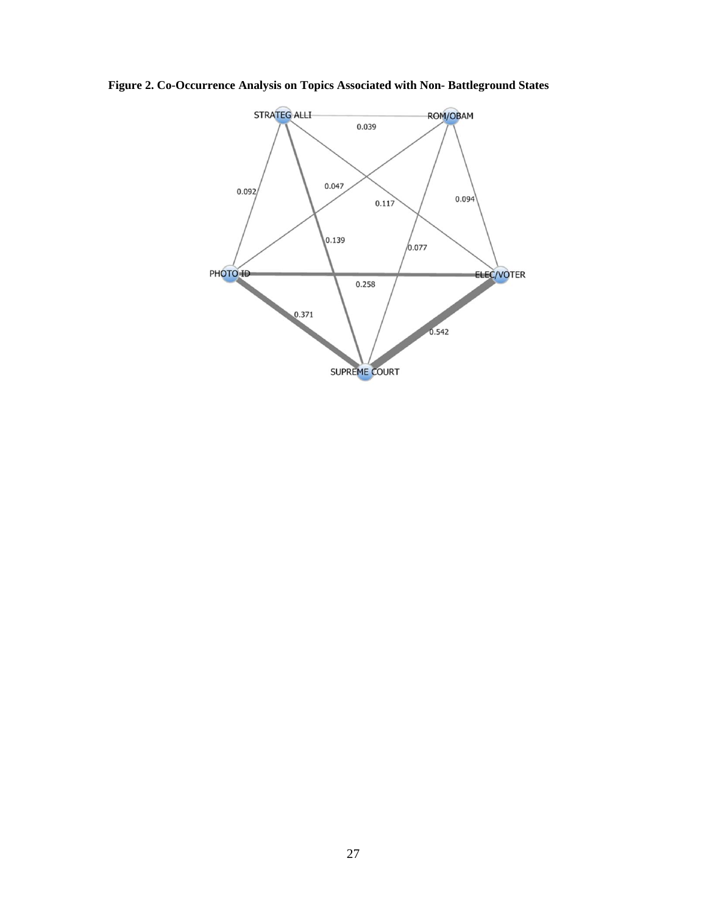**Figure 2. Co-Occurrence Analysis on Topics Associated with Non- Battleground States**

STRATEG ALLI

ROM/OBAM

PHOTO ID

ELEC/VOTER

SUPREME COURT

0.039

0.092

0.047

0.117

0.094

0.139

0.077

0.258

0.371

0.542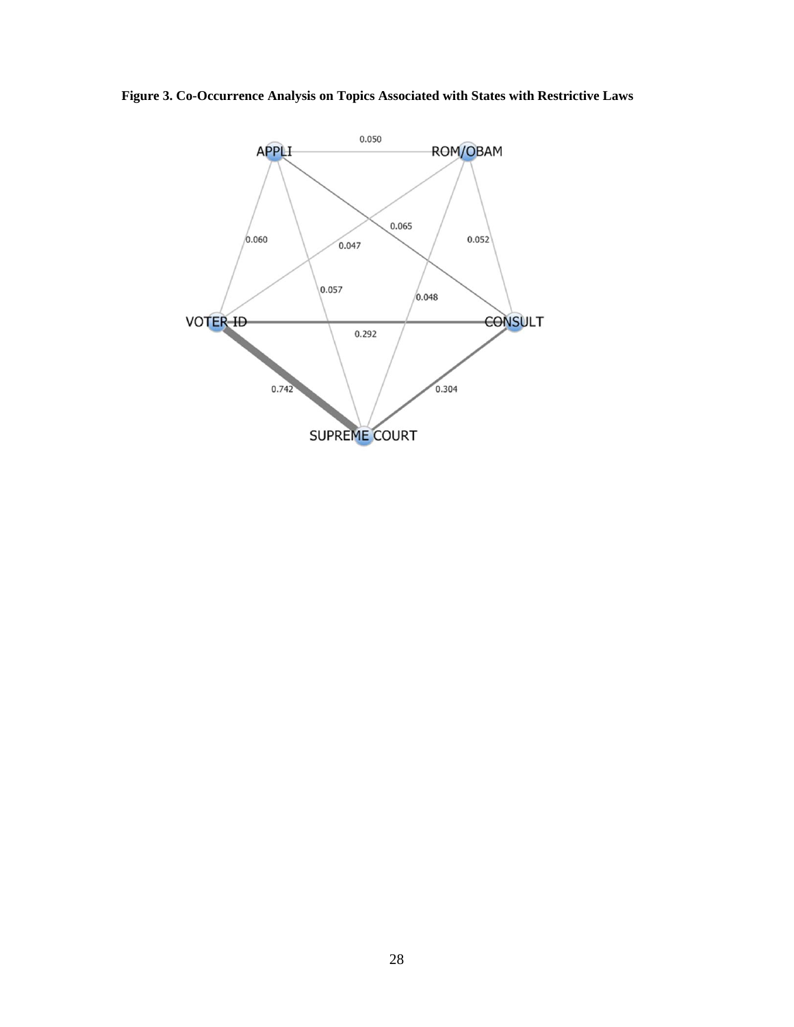**Figure 3. Co-Occurrence Analysis on Topics Associated with States with Restrictive Laws**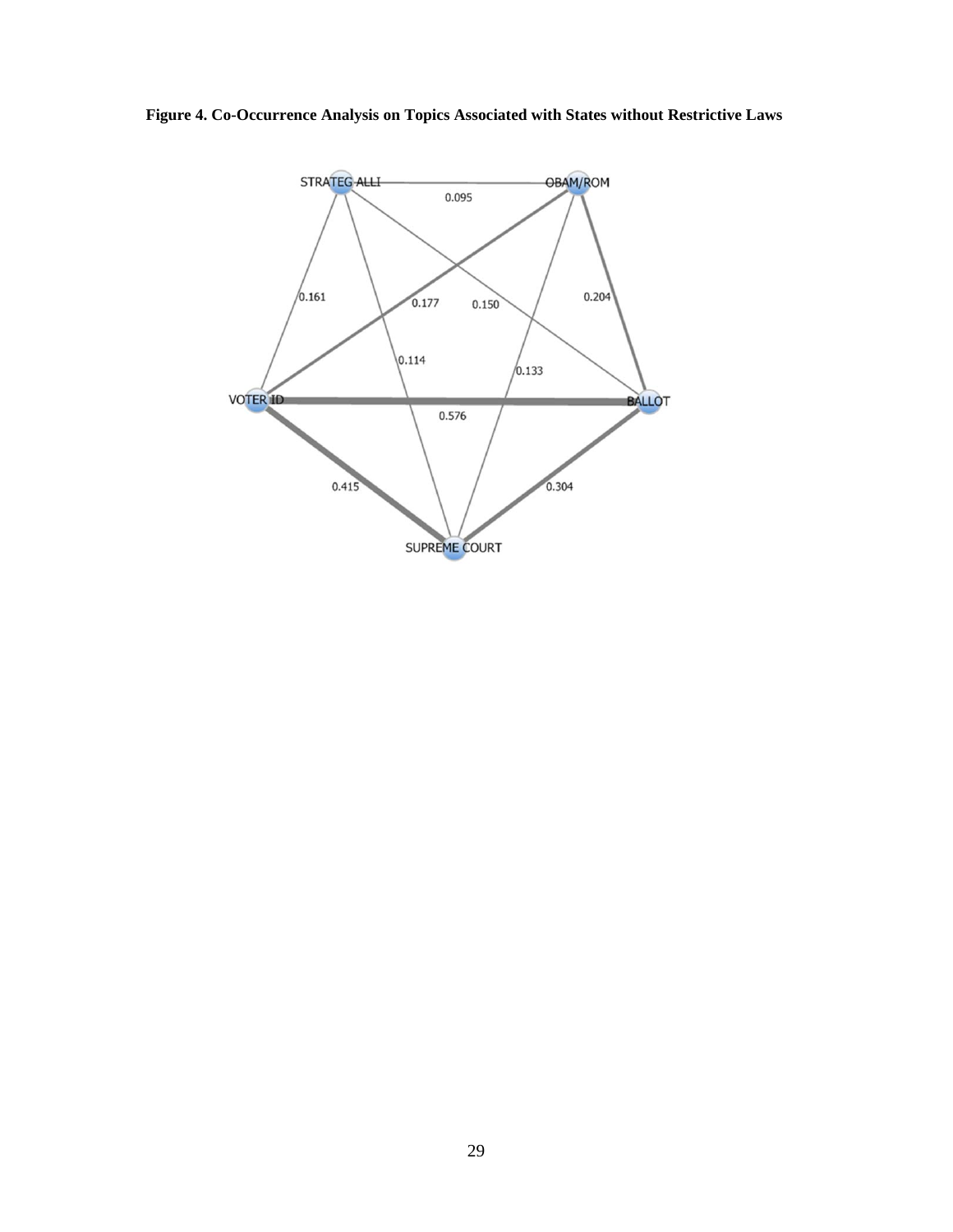**Figure 4. Co-Occurrence Analysis on Topics Associated with States without Restrictive Laws**

STRATEG ALLI

OBAM/ROM

VOTER ID

BALLOT

SUPREME COURT

0.095

0.161

0.177

0.150

0.204

0.114

0.133

0.576

0.415

0.304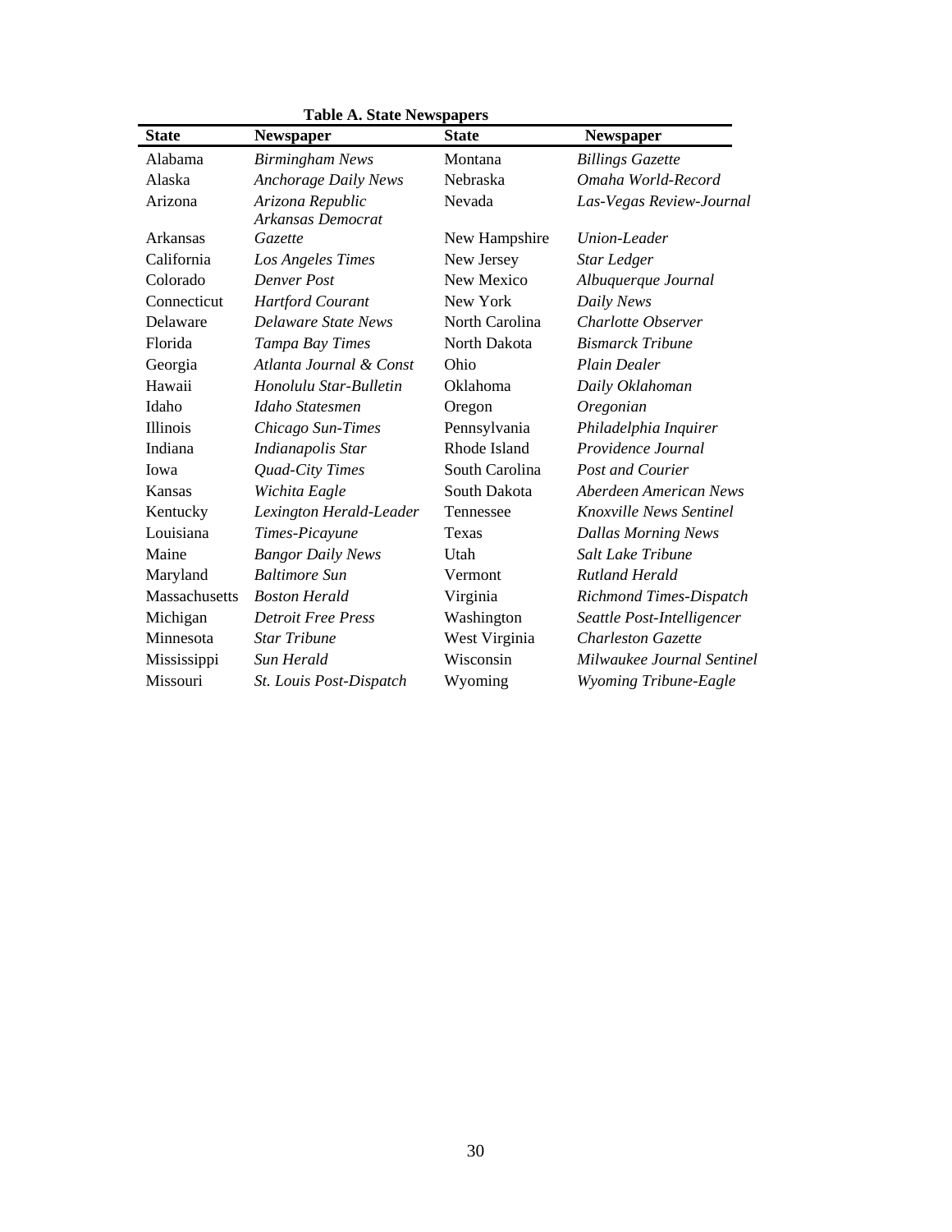**Table A. State Newspapers**

| State | Newspaper | State | Newspaper |
|---|---|---|---|
| Alabama | *Birmingham News* | Montana | *Billings Gazette* |
| Alaska | *Anchorage Daily News* | Nebraska | *Omaha World-Record* |
| Arizona | *Arizona Republic* | Nevada | *Las-Vegas Review-Journal* |
| Arkansas | *Arkansas Democrat Gazette* | New Hampshire | *Union-Leader* |
| California | *Los Angeles Times* | New Jersey | *Star Ledger* |
| Colorado | *Denver Post* | New Mexico | *Albuquerque Journal* |
| Connecticut | *Hartford Courant* | New York | *Daily News* |
| Delaware | *Delaware State News* | North Carolina | *Charlotte Observer* |
| Florida | *Tampa Bay Times* | North Dakota | *Bismarck Tribune* |
| Georgia | *Atlanta Journal & Const* | Ohio | *Plain Dealer* |
| Hawaii | *Honolulu Star-Bulletin* | Oklahoma | *Daily Oklahoman* |
| Idaho | *Idaho Statesmen* | Oregon | *Oregonian* |
| Illinois | *Chicago Sun-Times* | Pennsylvania | *Philadelphia Inquirer* |
| Indiana | *Indianapolis Star* | Rhode Island | *Providence Journal* |
| Iowa | *Quad-City Times* | South Carolina | *Post and Courier* |
| Kansas | *Wichita Eagle* | South Dakota | *Aberdeen American News* |
| Kentucky | *Lexington Herald-Leader* | Tennessee | *Knoxville News Sentinel* |
| Louisiana | *Times-Picayune* | Texas | *Dallas Morning News* |
| Maine | *Bangor Daily News* | Utah | *Salt Lake Tribune* |
| Maryland | *Baltimore Sun* | Vermont | *Rutland Herald* |
| Massachusetts | *Boston Herald* | Virginia | *Richmond Times-Dispatch* |
| Michigan | *Detroit Free Press* | Washington | *Seattle Post-Intelligencer* |
| Minnesota | *Star Tribune* | West Virginia | *Charleston Gazette* |
| Mississippi | *Sun Herald* | Wisconsin | *Milwaukee Journal Sentinel* |
| Missouri | *St. Louis Post-Dispatch* | Wyoming | *Wyoming Tribune-Eagle* |